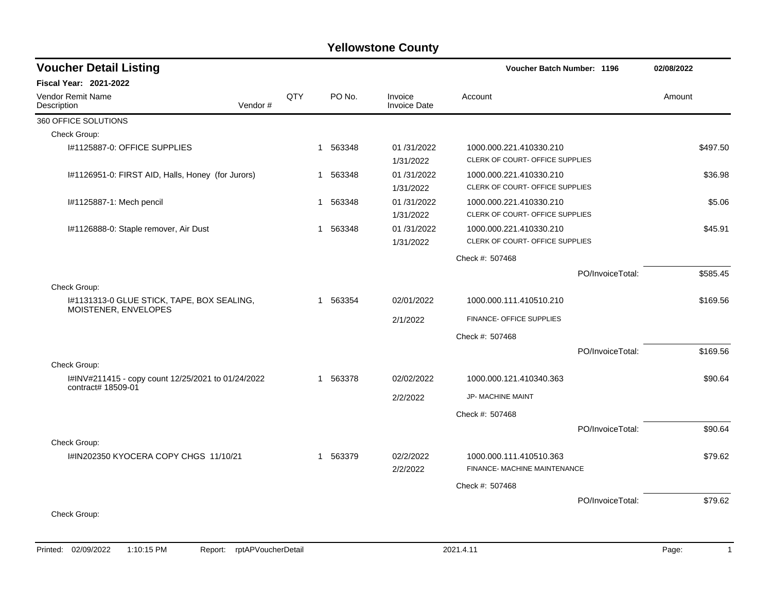# Yellowstone County

## Voucher Detail Listing

**Voucher Batch Number: 1196** 02/08/2022

**Fiscal Year: 2021-2022**

| Vendor Remit Name / Description | Vendor # | QTY | PO No. | Invoice / Invoice Date | Account | Amount |
|---|---|---|---|---|---|---|
| 360 OFFICE SOLUTIONS | | | | | | |
| Check Group: | | | | | | |
| I#1125887-0: OFFICE SUPPLIES | | 1 | 563348 | 01 /31/2022 1/31/2022 | 1000.000.221.410330.210 CLERK OF COURT- OFFICE SUPPLIES | $497.50 |
| I#1126951-0: FIRST AID, Halls, Honey (for Jurors) | | 1 | 563348 | 01 /31/2022 1/31/2022 | 1000.000.221.410330.210 CLERK OF COURT- OFFICE SUPPLIES | $36.98 |
| I#1125887-1: Mech pencil | | 1 | 563348 | 01 /31/2022 1/31/2022 | 1000.000.221.410330.210 CLERK OF COURT- OFFICE SUPPLIES | $5.06 |
| I#1126888-0: Staple remover, Air Dust | | 1 | 563348 | 01 /31/2022 1/31/2022 | 1000.000.221.410330.210 CLERK OF COURT- OFFICE SUPPLIES | $45.91 |
| | | | | | Check #: 507468 | |
| | | | | | PO/InvoiceTotal: | $585.45 |
| Check Group: | | | | | | |
| I#1131313-0 GLUE STICK, TAPE, BOX SEALING, MOISTENER, ENVELOPES | | 1 | 563354 | 02/01/2022 2/1/2022 | 1000.000.111.410510.210 FINANCE- OFFICE SUPPLIES | $169.56 |
| | | | | | Check #: 507468 | |
| | | | | | PO/InvoiceTotal: | $169.56 |
| Check Group: | | | | | | |
| I#INV#211415 - copy count 12/25/2021 to 01/24/2022 contract# 18509-01 | | 1 | 563378 | 02/02/2022 2/2/2022 | 1000.000.121.410340.363 JP- MACHINE MAINT | $90.64 |
| | | | | | Check #: 507468 | |
| | | | | | PO/InvoiceTotal: | $90.64 |
| Check Group: | | | | | | |
| I#IN202350 KYOCERA COPY CHGS 11/10/21 | | 1 | 563379 | 02/2/2022 2/2/2022 | 1000.000.111.410510.363 FINANCE- MACHINE MAINTENANCE | $79.62 |
| | | | | | Check #: 507468 | |
| | | | | | PO/InvoiceTotal: | $79.62 |
| Check Group: | | | | | | |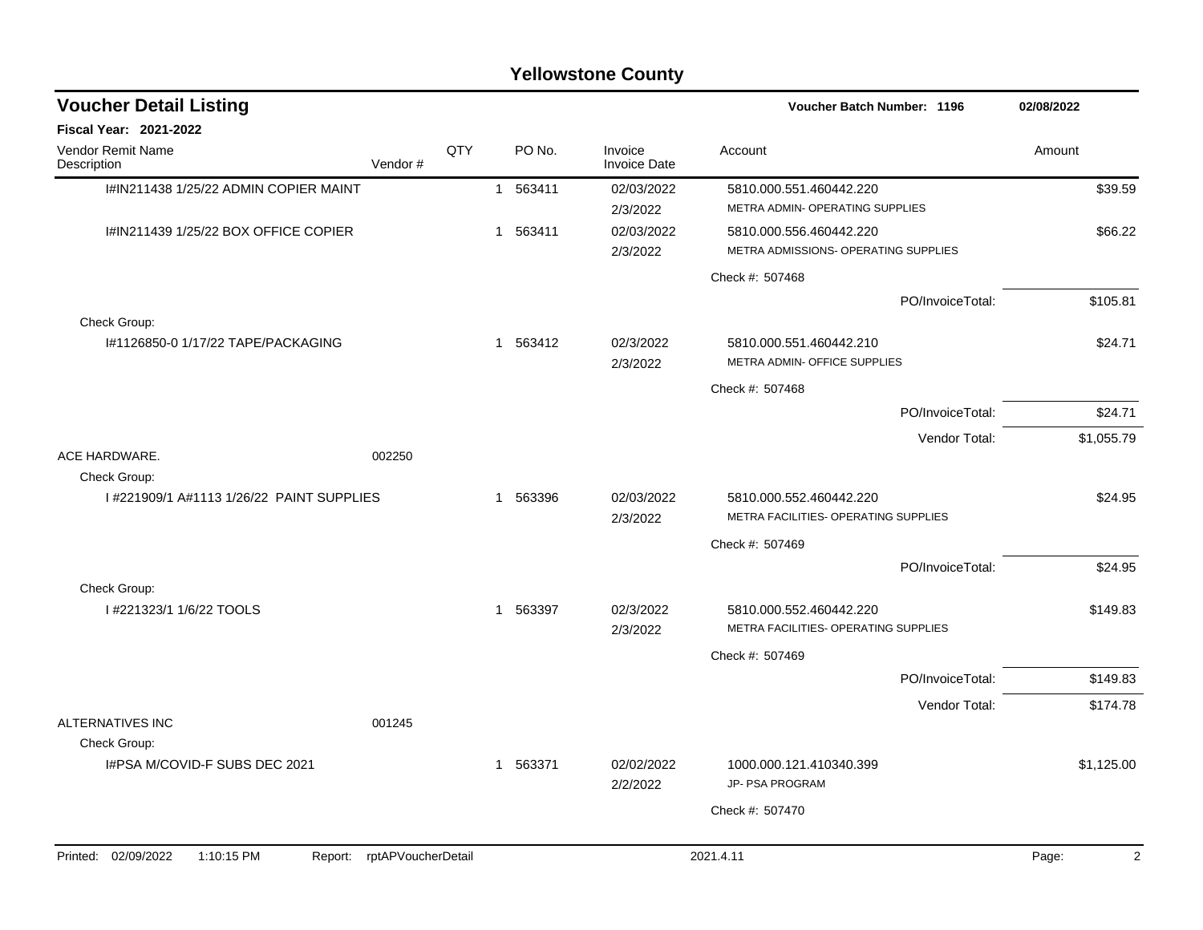# Yellowstone County

## Voucher Detail Listing

**Voucher Batch Number: 1196** 02/08/2022

**Fiscal Year: 2021-2022**

| Vendor Remit Name / Description | Vendor # | QTY | PO No. | Invoice / Invoice Date | Account | Amount |
|---|---|---|---|---|---|---|
| I#IN211438 1/25/22 ADMIN COPIER MAINT | | 1 | 563411 | 02/03/2022<br>2/3/2022 | 5810.000.551.460442.220<br>METRA ADMIN- OPERATING SUPPLIES | $39.59 |
| I#IN211439 1/25/22 BOX OFFICE COPIER | | 1 | 563411 | 02/03/2022<br>2/3/2022 | 5810.000.556.460442.220<br>METRA ADMISSIONS- OPERATING SUPPLIES | $66.22 |
| | | | | | Check #: 507468 | |
| | | | | | PO/InvoiceTotal: | $105.81 |
| Check Group: | | | | | | |
| I#1126850-0 1/17/22 TAPE/PACKAGING | | 1 | 563412 | 02/3/2022<br>2/3/2022 | 5810.000.551.460442.210<br>METRA ADMIN- OFFICE SUPPLIES | $24.71 |
| | | | | | Check #: 507468 | |
| | | | | | PO/InvoiceTotal: | $24.71 |
| | | | | | Vendor Total: | $1,055.79 |
| ACE HARDWARE. | 002250 | | | | | |
| Check Group: | | | | | | |
| I #221909/1 A#1113 1/26/22 PAINT SUPPLIES | | 1 | 563396 | 02/03/2022<br>2/3/2022 | 5810.000.552.460442.220<br>METRA FACILITIES- OPERATING SUPPLIES | $24.95 |
| | | | | | Check #: 507469 | |
| | | | | | PO/InvoiceTotal: | $24.95 |
| Check Group: | | | | | | |
| I #221323/1 1/6/22 TOOLS | | 1 | 563397 | 02/3/2022<br>2/3/2022 | 5810.000.552.460442.220<br>METRA FACILITIES- OPERATING SUPPLIES | $149.83 |
| | | | | | Check #: 507469 | |
| | | | | | PO/InvoiceTotal: | $149.83 |
| | | | | | Vendor Total: | $174.78 |
| ALTERNATIVES INC | 001245 | | | | | |
| Check Group: | | | | | | |
| I#PSA M/COVID-F SUBS DEC 2021 | | 1 | 563371 | 02/02/2022<br>2/2/2022 | 1000.000.121.410340.399<br>JP- PSA PROGRAM | $1,125.00 |
| | | | | | Check #: 507470 | |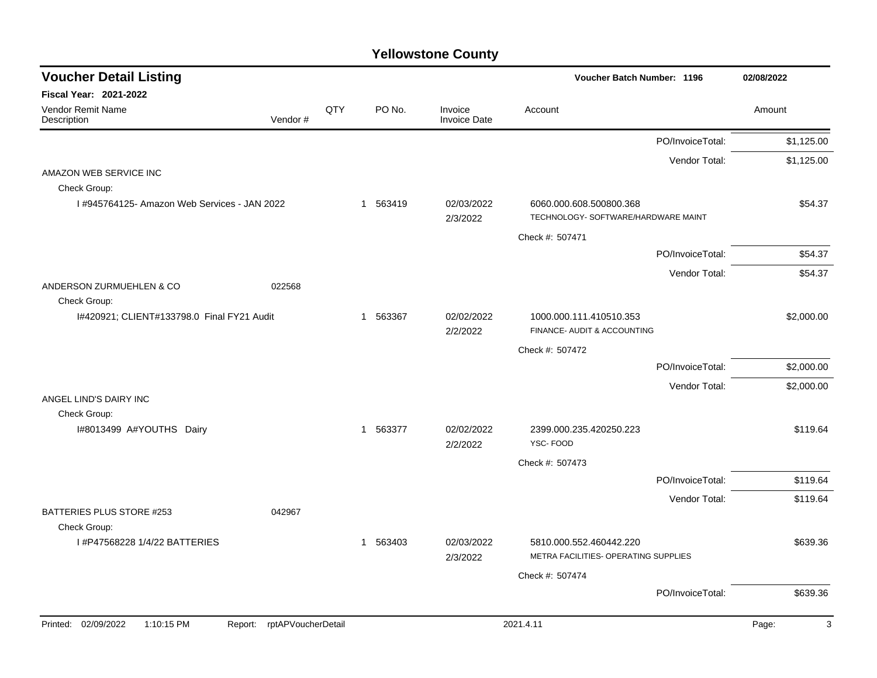# Yellowstone County

## Voucher Detail Listing

**Voucher Batch Number: 1196** — 02/08/2022

**Fiscal Year: 2021-2022**

| Vendor Remit Name / Description | Vendor # | QTY | PO No. | Invoice / Invoice Date | Account | Amount |
|---|---|---|---|---|---|---|
| | | | | | PO/InvoiceTotal: | $1,125.00 |
| | | | | | Vendor Total: | $1,125.00 |
| AMAZON WEB SERVICE INC | | | | | | |
| Check Group: | | | | | | |
| I #945764125- Amazon Web Services - JAN 2022 | | 1 | 563419 | 02/03/2022 2/3/2022 | 6060.000.608.500800.368 TECHNOLOGY- SOFTWARE/HARDWARE MAINT | $54.37 |
| | | | | | Check #: 507471 | |
| | | | | | PO/InvoiceTotal: | $54.37 |
| | | | | | Vendor Total: | $54.37 |
| ANDERSON ZURMUEHLEN & CO | 022568 | | | | | |
| Check Group: | | | | | | |
| I#420921; CLIENT#133798.0 Final FY21 Audit | | 1 | 563367 | 02/02/2022 2/2/2022 | 1000.000.111.410510.353 FINANCE- AUDIT & ACCOUNTING | $2,000.00 |
| | | | | | Check #: 507472 | |
| | | | | | PO/InvoiceTotal: | $2,000.00 |
| | | | | | Vendor Total: | $2,000.00 |
| ANGEL LIND'S DAIRY INC | | | | | | |
| Check Group: | | | | | | |
| I#8013499 A#YOUTHS Dairy | | 1 | 563377 | 02/02/2022 2/2/2022 | 2399.000.235.420250.223 YSC- FOOD | $119.64 |
| | | | | | Check #: 507473 | |
| | | | | | PO/InvoiceTotal: | $119.64 |
| | | | | | Vendor Total: | $119.64 |
| BATTERIES PLUS STORE #253 | 042967 | | | | | |
| Check Group: | | | | | | |
| I #P47568228 1/4/22 BATTERIES | | 1 | 563403 | 02/03/2022 2/3/2022 | 5810.000.552.460442.220 METRA FACILITIES- OPERATING SUPPLIES | $639.36 |
| | | | | | Check #: 507474 | |
| | | | | | PO/InvoiceTotal: | $639.36 |

Printed: 02/09/2022 1:10:15 PM Report: rptAPVoucherDetail 2021.4.11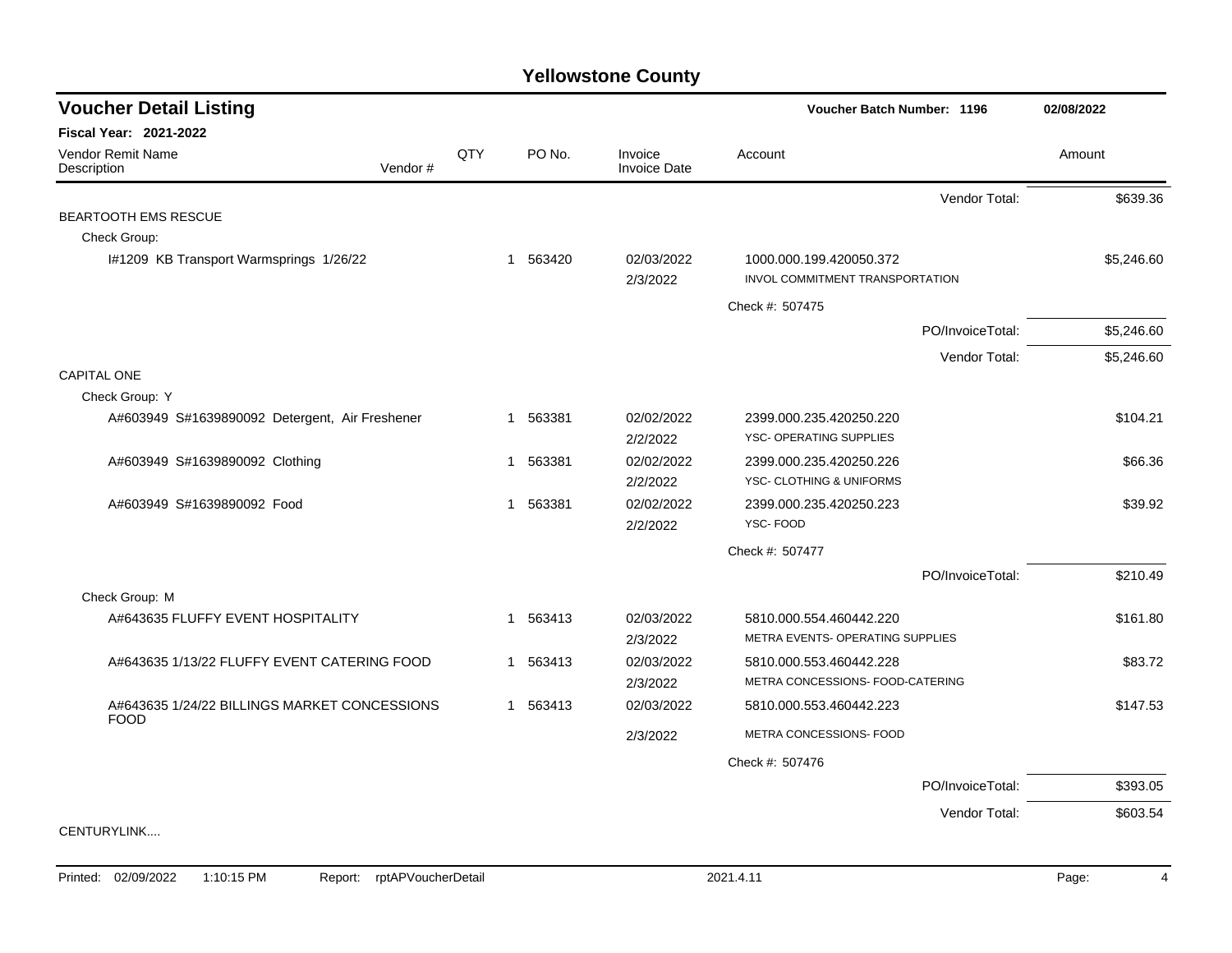# Yellowstone County

## Voucher Detail Listing

**Voucher Batch Number: 1196** | **02/08/2022**

**Fiscal Year: 2021-2022**

| Vendor Remit Name / Description | Vendor # | QTY | PO No. | Invoice / Invoice Date | Account | Amount |
|---|---|---|---|---|---|---|
| | | | | | Vendor Total: | $639.36 |
| **BEARTOOTH EMS RESCUE** | | | | | | |
| Check Group: | | | | | | |
| I#1209 KB Transport Warmsprings 1/26/22 | | 1 | 563420 | 02/03/2022<br>2/3/2022 | 1000.000.199.420050.372<br>INVOL COMMITMENT TRANSPORTATION | $5,246.60 |
| | | | | | Check #: 507475 | |
| | | | | | PO/InvoiceTotal: | $5,246.60 |
| | | | | | Vendor Total: | $5,246.60 |
| **CAPITAL ONE** | | | | | | |
| Check Group: Y | | | | | | |
| A#603949 S#1639890092 Detergent, Air Freshener | | 1 | 563381 | 02/02/2022<br>2/2/2022 | 2399.000.235.420250.220<br>YSC- OPERATING SUPPLIES | $104.21 |
| A#603949 S#1639890092 Clothing | | 1 | 563381 | 02/02/2022<br>2/2/2022 | 2399.000.235.420250.226<br>YSC- CLOTHING & UNIFORMS | $66.36 |
| A#603949 S#1639890092 Food | | 1 | 563381 | 02/02/2022<br>2/2/2022 | 2399.000.235.420250.223<br>YSC- FOOD | $39.92 |
| | | | | | Check #: 507477 | |
| | | | | | PO/InvoiceTotal: | $210.49 |
| Check Group: M | | | | | | |
| A#643635 FLUFFY EVENT HOSPITALITY | | 1 | 563413 | 02/03/2022<br>2/3/2022 | 5810.000.554.460442.220<br>METRA EVENTS- OPERATING SUPPLIES | $161.80 |
| A#643635 1/13/22 FLUFFY EVENT CATERING FOOD | | 1 | 563413 | 02/03/2022<br>2/3/2022 | 5810.000.553.460442.228<br>METRA CONCESSIONS- FOOD-CATERING | $83.72 |
| A#643635 1/24/22 BILLINGS MARKET CONCESSIONS FOOD | | 1 | 563413 | 02/03/2022<br>2/3/2022 | 5810.000.553.460442.223<br>METRA CONCESSIONS- FOOD | $147.53 |
| | | | | | Check #: 507476 | |
| | | | | | PO/InvoiceTotal: | $393.05 |
| | | | | | Vendor Total: | $603.54 |
| **CENTURYLINK....** | | | | | | |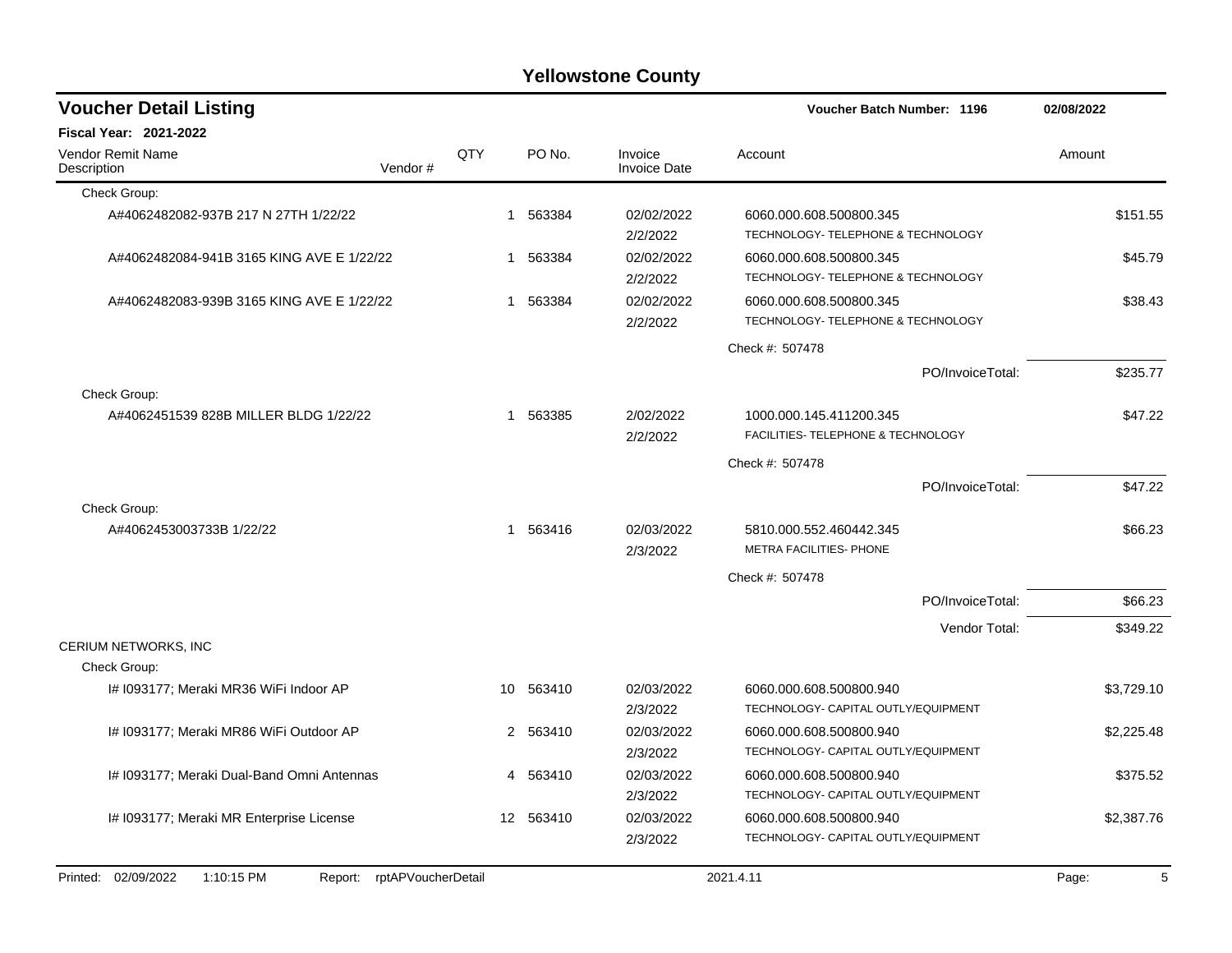# Yellowstone County

## Voucher Detail Listing

**Voucher Batch Number: 1196** — 02/08/2022

**Fiscal Year: 2021-2022**

| Vendor Remit Name / Description | Vendor # | QTY | PO No. | Invoice / Invoice Date | Account | Amount |
|---|---|---|---|---|---|---|
| Check Group: | | | | | | |
| A#4062482082-937B 217 N 27TH 1/22/22 | | 1 | 563384 | 02/02/2022 2/2/2022 | 6060.000.608.500800.345 TECHNOLOGY- TELEPHONE & TECHNOLOGY | $151.55 |
| A#4062482084-941B 3165 KING AVE E 1/22/22 | | 1 | 563384 | 02/02/2022 2/2/2022 | 6060.000.608.500800.345 TECHNOLOGY- TELEPHONE & TECHNOLOGY | $45.79 |
| A#4062482083-939B 3165 KING AVE E 1/22/22 | | 1 | 563384 | 02/02/2022 2/2/2022 | 6060.000.608.500800.345 TECHNOLOGY- TELEPHONE & TECHNOLOGY | $38.43 |
| | | | | | Check #: 507478 | |
| | | | | | PO/InvoiceTotal: | $235.77 |
| Check Group: | | | | | | |
| A#4062451539 828B MILLER BLDG 1/22/22 | | 1 | 563385 | 2/02/2022 2/2/2022 | 1000.000.145.411200.345 FACILITIES- TELEPHONE & TECHNOLOGY | $47.22 |
| | | | | | Check #: 507478 | |
| | | | | | PO/InvoiceTotal: | $47.22 |
| Check Group: | | | | | | |
| A#4062453003733B 1/22/22 | | 1 | 563416 | 02/03/2022 2/3/2022 | 5810.000.552.460442.345 METRA FACILITIES- PHONE | $66.23 |
| | | | | | Check #: 507478 | |
| | | | | | PO/InvoiceTotal: | $66.23 |
| | | | | | Vendor Total: | $349.22 |
| CERIUM NETWORKS, INC | | | | | | |
| Check Group: | | | | | | |
| I# I093177; Meraki MR36 WiFi Indoor AP | | 10 | 563410 | 02/03/2022 2/3/2022 | 6060.000.608.500800.940 TECHNOLOGY- CAPITAL OUTLY/EQUIPMENT | $3,729.10 |
| I# I093177; Meraki MR86 WiFi Outdoor AP | | 2 | 563410 | 02/03/2022 2/3/2022 | 6060.000.608.500800.940 TECHNOLOGY- CAPITAL OUTLY/EQUIPMENT | $2,225.48 |
| I# I093177; Meraki Dual-Band Omni Antennas | | 4 | 563410 | 02/03/2022 2/3/2022 | 6060.000.608.500800.940 TECHNOLOGY- CAPITAL OUTLY/EQUIPMENT | $375.52 |
| I# I093177; Meraki MR Enterprise License | | 12 | 563410 | 02/03/2022 2/3/2022 | 6060.000.608.500800.940 TECHNOLOGY- CAPITAL OUTLY/EQUIPMENT | $2,387.76 |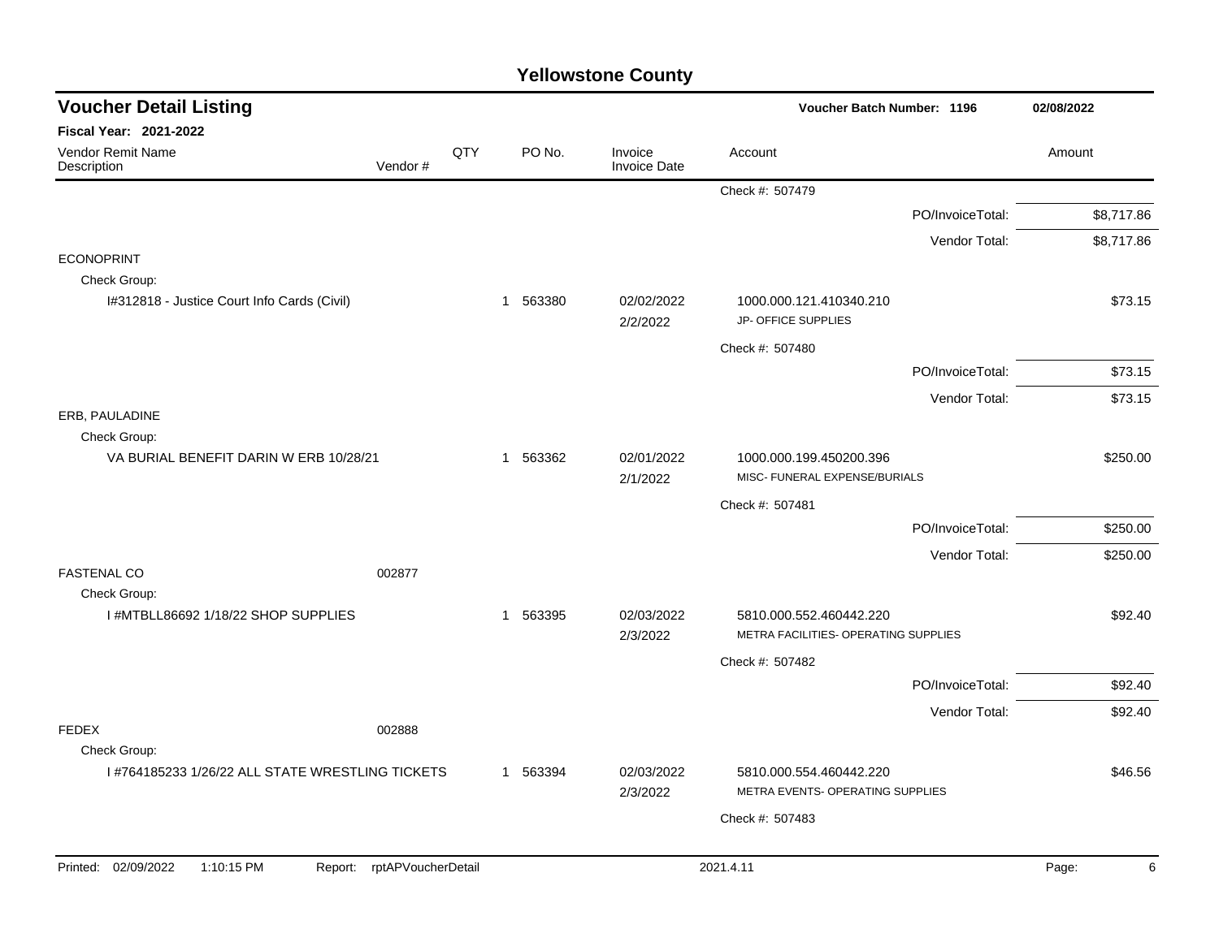# Yellowstone County

## Voucher Detail Listing

**Voucher Batch Number: 1196** — 02/08/2022

**Fiscal Year: 2021-2022**

| Vendor Remit Name / Description | Vendor # | QTY | PO No. | Invoice / Invoice Date | Account | Amount |
|---|---|---|---|---|---|---|
| | | | | | Check #: 507479 | |
| | | | | | PO/InvoiceTotal: | $8,717.86 |
| | | | | | Vendor Total: | $8,717.86 |
| ECONOPRINT | | | | | | |
| Check Group: | | | | | | |
| I#312818 - Justice Court Info Cards (Civil) | | 1 | 563380 | 02/02/2022 2/2/2022 | 1000.000.121.410340.210 JP- OFFICE SUPPLIES | $73.15 |
| | | | | | Check #: 507480 | |
| | | | | | PO/InvoiceTotal: | $73.15 |
| | | | | | Vendor Total: | $73.15 |
| ERB, PAULADINE | | | | | | |
| Check Group: | | | | | | |
| VA BURIAL BENEFIT DARIN W ERB 10/28/21 | | 1 | 563362 | 02/01/2022 2/1/2022 | 1000.000.199.450200.396 MISC- FUNERAL EXPENSE/BURIALS | $250.00 |
| | | | | | Check #: 507481 | |
| | | | | | PO/InvoiceTotal: | $250.00 |
| | | | | | Vendor Total: | $250.00 |
| FASTENAL CO | 002877 | | | | | |
| Check Group: | | | | | | |
| I #MTBLL86692 1/18/22 SHOP SUPPLIES | | 1 | 563395 | 02/03/2022 2/3/2022 | 5810.000.552.460442.220 METRA FACILITIES- OPERATING SUPPLIES | $92.40 |
| | | | | | Check #: 507482 | |
| | | | | | PO/InvoiceTotal: | $92.40 |
| | | | | | Vendor Total: | $92.40 |
| FEDEX | 002888 | | | | | |
| Check Group: | | | | | | |
| I #764185233 1/26/22 ALL STATE WRESTLING TICKETS | | 1 | 563394 | 02/03/2022 2/3/2022 | 5810.000.554.460442.220 METRA EVENTS- OPERATING SUPPLIES | $46.56 |
| | | | | | Check #: 507483 | |

Printed: 02/09/2022 1:10:15 PM Report: rptAPVoucherDetail 2021.4.11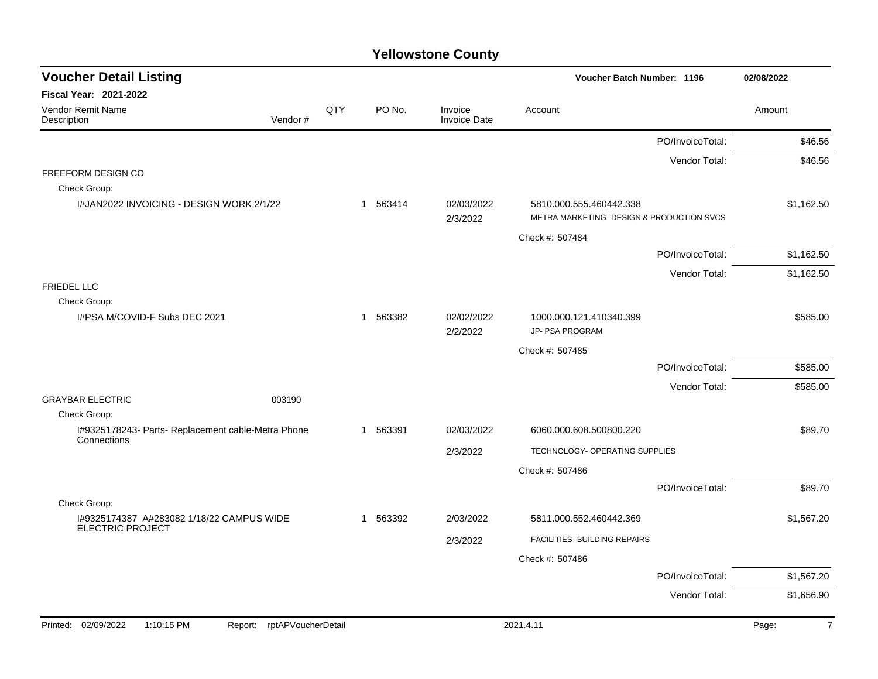# Yellowstone County

## Voucher Detail Listing

Voucher Batch Number: 1196 — 02/08/2022

**Fiscal Year: 2021-2022**

| Vendor Remit Name / Description | Vendor # | QTY | PO No. | Invoice / Invoice Date | Account | Amount |
|---|---|---|---|---|---|---|
| | | | | | PO/InvoiceTotal: | $46.56 |
| | | | | | Vendor Total: | $46.56 |
| FREEFORM DESIGN CO | | | | | | |
| Check Group: | | | | | | |
| I#JAN2022 INVOICING - DESIGN WORK 2/1/22 | | 1 | 563414 | 02/03/2022<br>2/3/2022 | 5810.000.555.460442.338<br>METRA MARKETING- DESIGN & PRODUCTION SVCS | $1,162.50 |
| | | | | | Check #: 507484 | |
| | | | | | PO/InvoiceTotal: | $1,162.50 |
| | | | | | Vendor Total: | $1,162.50 |
| FRIEDEL LLC | | | | | | |
| Check Group: | | | | | | |
| I#PSA M/COVID-F Subs DEC 2021 | | 1 | 563382 | 02/02/2022<br>2/2/2022 | 1000.000.121.410340.399<br>JP- PSA PROGRAM | $585.00 |
| | | | | | Check #: 507485 | |
| | | | | | PO/InvoiceTotal: | $585.00 |
| | | | | | Vendor Total: | $585.00 |
| GRAYBAR ELECTRIC | 003190 | | | | | |
| Check Group: | | | | | | |
| I#9325178243- Parts- Replacement cable-Metra Phone Connections | | 1 | 563391 | 02/03/2022<br>2/3/2022 | 6060.000.608.500800.220<br>TECHNOLOGY- OPERATING SUPPLIES | $89.70 |
| | | | | | Check #: 507486 | |
| | | | | | PO/InvoiceTotal: | $89.70 |
| Check Group: | | | | | | |
| I#9325174387 A#283082 1/18/22 CAMPUS WIDE ELECTRIC PROJECT | | 1 | 563392 | 2/03/2022<br>2/3/2022 | 5811.000.552.460442.369<br>FACILITIES- BUILDING REPAIRS | $1,567.20 |
| | | | | | Check #: 507486 | |
| | | | | | PO/InvoiceTotal: | $1,567.20 |
| | | | | | Vendor Total: | $1,656.90 |

Printed: 02/09/2022 1:10:15 PM Report: rptAPVoucherDetail 2021.4.11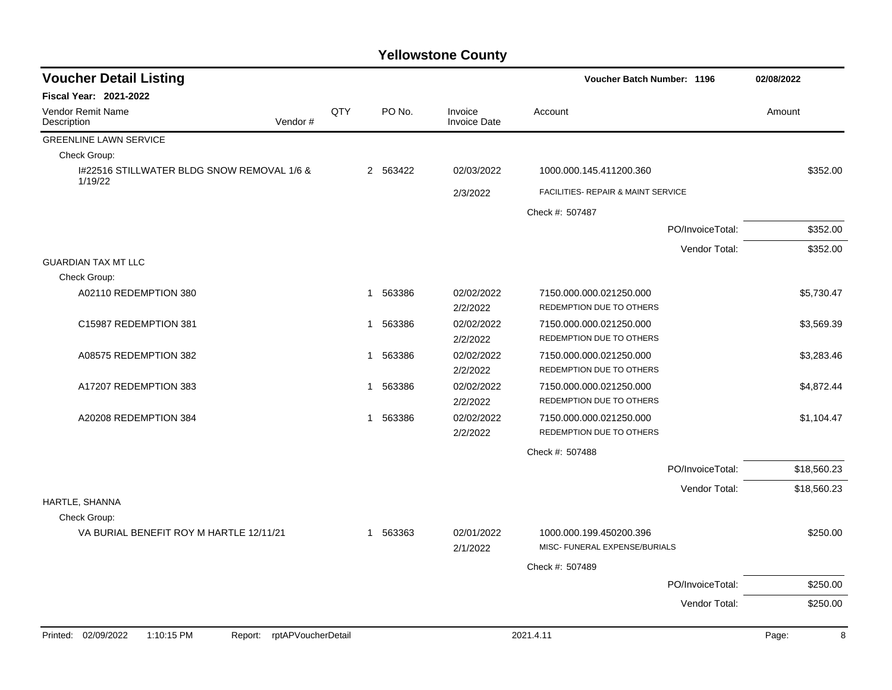# Yellowstone County

## Voucher Detail Listing

**Voucher Batch Number: 1196** — 02/08/2022

**Fiscal Year: 2021-2022**

| Vendor Remit Name / Description | Vendor # | QTY | PO No. | Invoice / Invoice Date | Account | Amount |
|---|---|---|---|---|---|---|
| **GREENLINE LAWN SERVICE** | | | | | | |
| Check Group: | | | | | | |
| I#22516 STILLWATER BLDG SNOW REMOVAL 1/6 & 1/19/22 | | 2 | 563422 | 02/03/2022 / 2/3/2022 | 1000.000.145.411200.360 FACILITIES- REPAIR & MAINT SERVICE | $352.00 |
| | | | | | Check #: 507487 | |
| | | | | | PO/InvoiceTotal: | $352.00 |
| | | | | | Vendor Total: | $352.00 |
| **GUARDIAN TAX MT LLC** | | | | | | |
| Check Group: | | | | | | |
| A02110 REDEMPTION 380 | | 1 | 563386 | 02/02/2022 / 2/2/2022 | 7150.000.000.021250.000 REDEMPTION DUE TO OTHERS | $5,730.47 |
| C15987 REDEMPTION 381 | | 1 | 563386 | 02/02/2022 / 2/2/2022 | 7150.000.000.021250.000 REDEMPTION DUE TO OTHERS | $3,569.39 |
| A08575 REDEMPTION 382 | | 1 | 563386 | 02/02/2022 / 2/2/2022 | 7150.000.000.021250.000 REDEMPTION DUE TO OTHERS | $3,283.46 |
| A17207 REDEMPTION 383 | | 1 | 563386 | 02/02/2022 / 2/2/2022 | 7150.000.000.021250.000 REDEMPTION DUE TO OTHERS | $4,872.44 |
| A20208 REDEMPTION 384 | | 1 | 563386 | 02/02/2022 / 2/2/2022 | 7150.000.000.021250.000 REDEMPTION DUE TO OTHERS | $1,104.47 |
| | | | | | Check #: 507488 | |
| | | | | | PO/InvoiceTotal: | $18,560.23 |
| | | | | | Vendor Total: | $18,560.23 |
| **HARTLE, SHANNA** | | | | | | |
| Check Group: | | | | | | |
| VA BURIAL BENEFIT ROY M HARTLE 12/11/21 | | 1 | 563363 | 02/01/2022 / 2/1/2022 | 1000.000.199.450200.396 MISC- FUNERAL EXPENSE/BURIALS | $250.00 |
| | | | | | Check #: 507489 | |
| | | | | | PO/InvoiceTotal: | $250.00 |
| | | | | | Vendor Total: | $250.00 |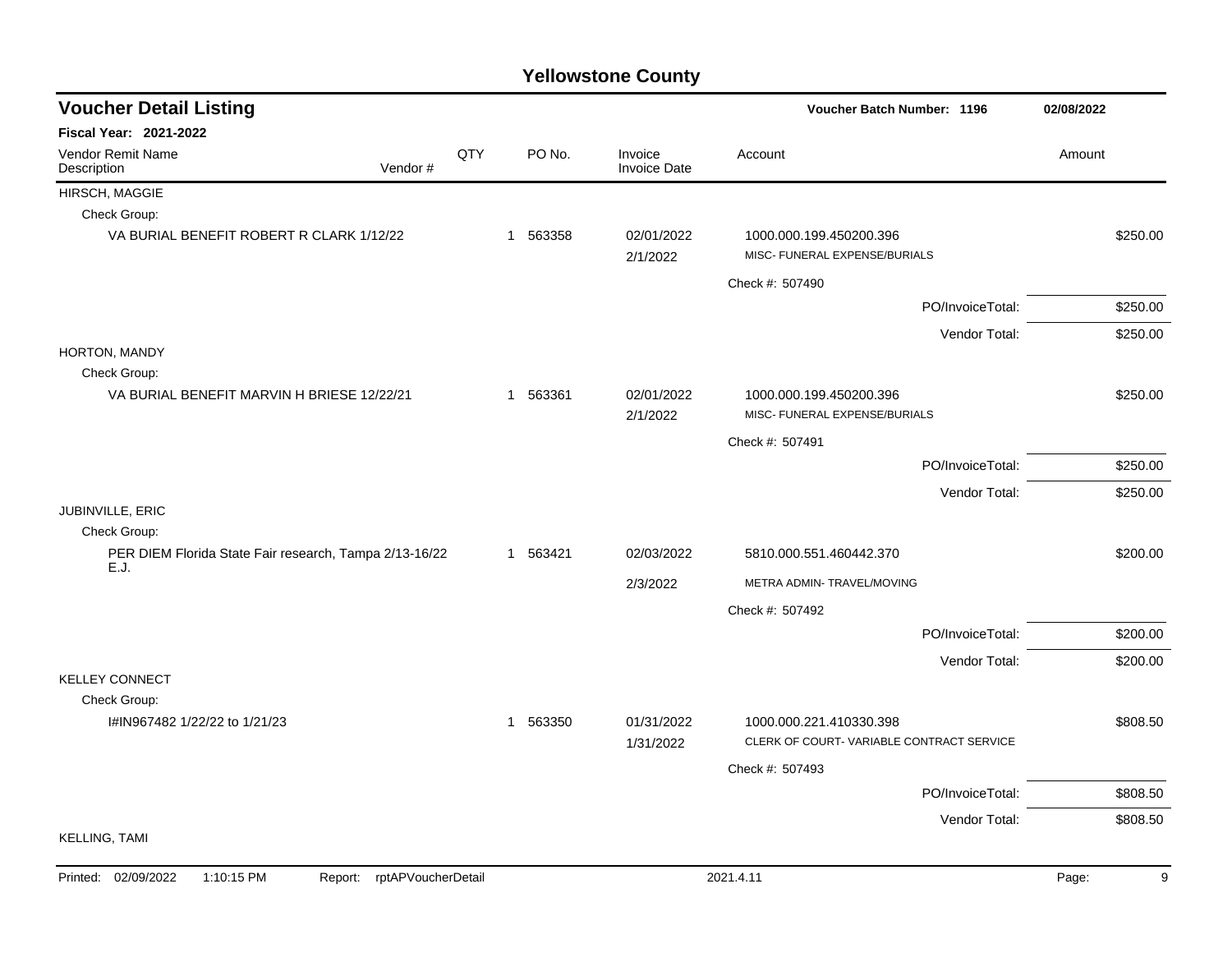# Yellowstone County

## Voucher Detail Listing

**Voucher Batch Number: 1196** 02/08/2022

**Fiscal Year: 2021-2022**

| Vendor Remit Name / Description | Vendor # | QTY | PO No. | Invoice / Invoice Date | Account | Amount |
|---|---|---|---|---|---|---|
| HIRSCH, MAGGIE | | | | | | |
| Check Group: | | | | | | |
| VA BURIAL BENEFIT ROBERT R CLARK 1/12/22 | | 1 | 563358 | 02/01/2022 2/1/2022 | 1000.000.199.450200.396 MISC- FUNERAL EXPENSE/BURIALS | $250.00 |
| | | | | | Check #: 507490 | |
| | | | | | PO/InvoiceTotal: | $250.00 |
| | | | | | Vendor Total: | $250.00 |
| HORTON, MANDY | | | | | | |
| Check Group: | | | | | | |
| VA BURIAL BENEFIT MARVIN H BRIESE 12/22/21 | | 1 | 563361 | 02/01/2022 2/1/2022 | 1000.000.199.450200.396 MISC- FUNERAL EXPENSE/BURIALS | $250.00 |
| | | | | | Check #: 507491 | |
| | | | | | PO/InvoiceTotal: | $250.00 |
| | | | | | Vendor Total: | $250.00 |
| JUBINVILLE, ERIC | | | | | | |
| Check Group: | | | | | | |
| PER DIEM Florida State Fair research, Tampa 2/13-16/22 E.J. | | 1 | 563421 | 02/03/2022 2/3/2022 | 5810.000.551.460442.370 METRA ADMIN- TRAVEL/MOVING | $200.00 |
| | | | | | Check #: 507492 | |
| | | | | | PO/InvoiceTotal: | $200.00 |
| | | | | | Vendor Total: | $200.00 |
| KELLEY CONNECT | | | | | | |
| Check Group: | | | | | | |
| I#IN967482 1/22/22 to 1/21/23 | | 1 | 563350 | 01/31/2022 1/31/2022 | 1000.000.221.410330.398 CLERK OF COURT- VARIABLE CONTRACT SERVICE | $808.50 |
| | | | | | Check #: 507493 | |
| | | | | | PO/InvoiceTotal: | $808.50 |
| | | | | | Vendor Total: | $808.50 |
| KELLING, TAMI | | | | | | |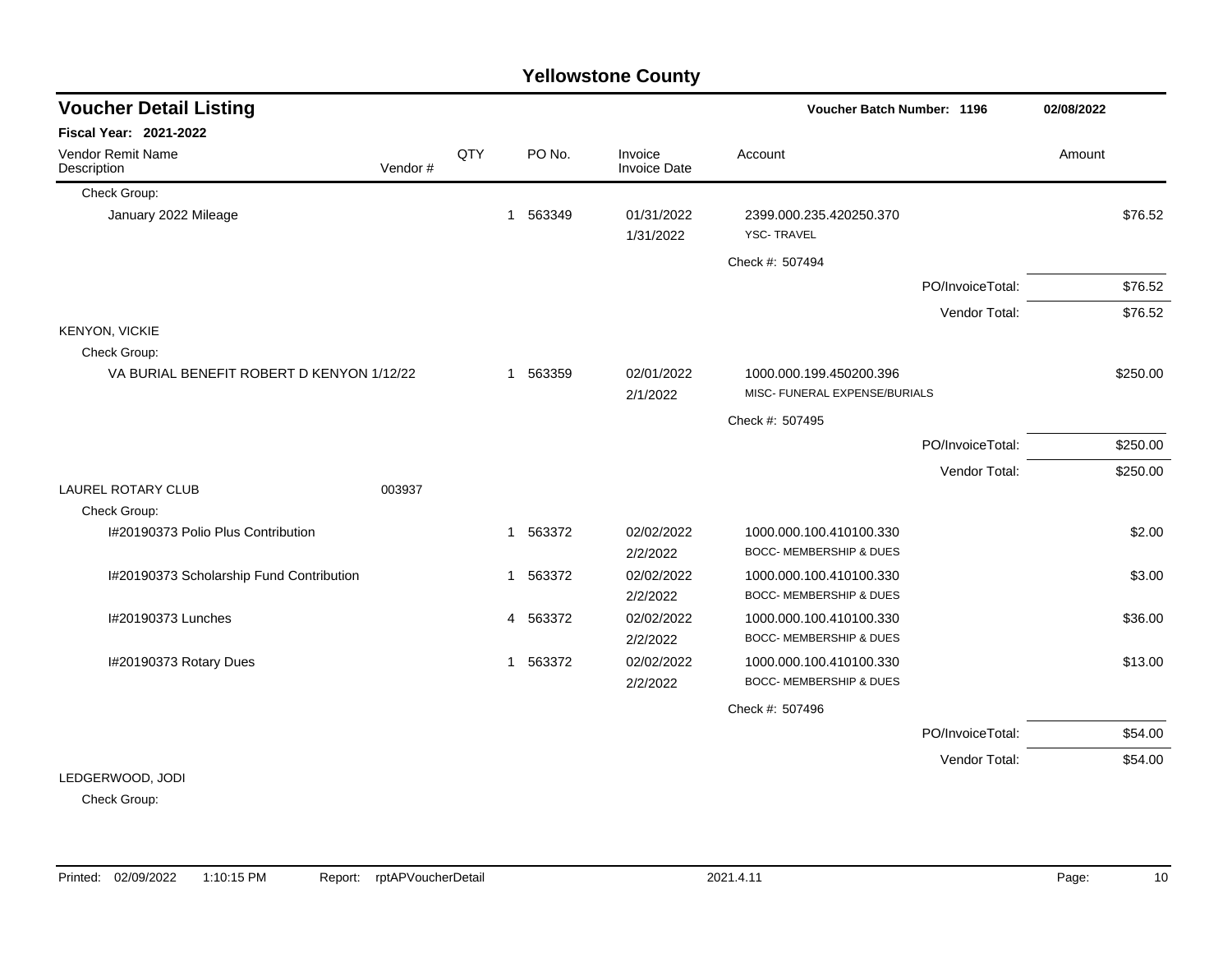# Yellowstone County

## Voucher Detail Listing

**Voucher Batch Number: 1196** — 02/08/2022

**Fiscal Year: 2021-2022**

| Vendor Remit Name / Description | Vendor # | QTY | PO No. | Invoice / Invoice Date | Account | Amount |
|---|---|---|---|---|---|---|
| Check Group: | | | | | | |
| January 2022 Mileage | | 1 | 563349 | 01/31/2022 1/31/2022 | 2399.000.235.420250.370 YSC- TRAVEL | $76.52 |
| | | | | | Check #: 507494 | |
| | | | | | PO/InvoiceTotal: | $76.52 |
| | | | | | Vendor Total: | $76.52 |
| KENYON, VICKIE | | | | | | |
| Check Group: | | | | | | |
| VA BURIAL BENEFIT ROBERT D KENYON 1/12/22 | | 1 | 563359 | 02/01/2022 2/1/2022 | 1000.000.199.450200.396 MISC- FUNERAL EXPENSE/BURIALS | $250.00 |
| | | | | | Check #: 507495 | |
| | | | | | PO/InvoiceTotal: | $250.00 |
| | | | | | Vendor Total: | $250.00 |
| LAUREL ROTARY CLUB | 003937 | | | | | |
| Check Group: | | | | | | |
| I#20190373 Polio Plus Contribution | | 1 | 563372 | 02/02/2022 2/2/2022 | 1000.000.100.410100.330 BOCC- MEMBERSHIP & DUES | $2.00 |
| I#20190373 Scholarship Fund Contribution | | 1 | 563372 | 02/02/2022 2/2/2022 | 1000.000.100.410100.330 BOCC- MEMBERSHIP & DUES | $3.00 |
| I#20190373 Lunches | | 4 | 563372 | 02/02/2022 2/2/2022 | 1000.000.100.410100.330 BOCC- MEMBERSHIP & DUES | $36.00 |
| I#20190373 Rotary Dues | | 1 | 563372 | 02/02/2022 2/2/2022 | 1000.000.100.410100.330 BOCC- MEMBERSHIP & DUES | $13.00 |
| | | | | | Check #: 507496 | |
| | | | | | PO/InvoiceTotal: | $54.00 |
| | | | | | Vendor Total: | $54.00 |
| LEDGERWOOD, JODI | | | | | | |
| Check Group: | | | | | | |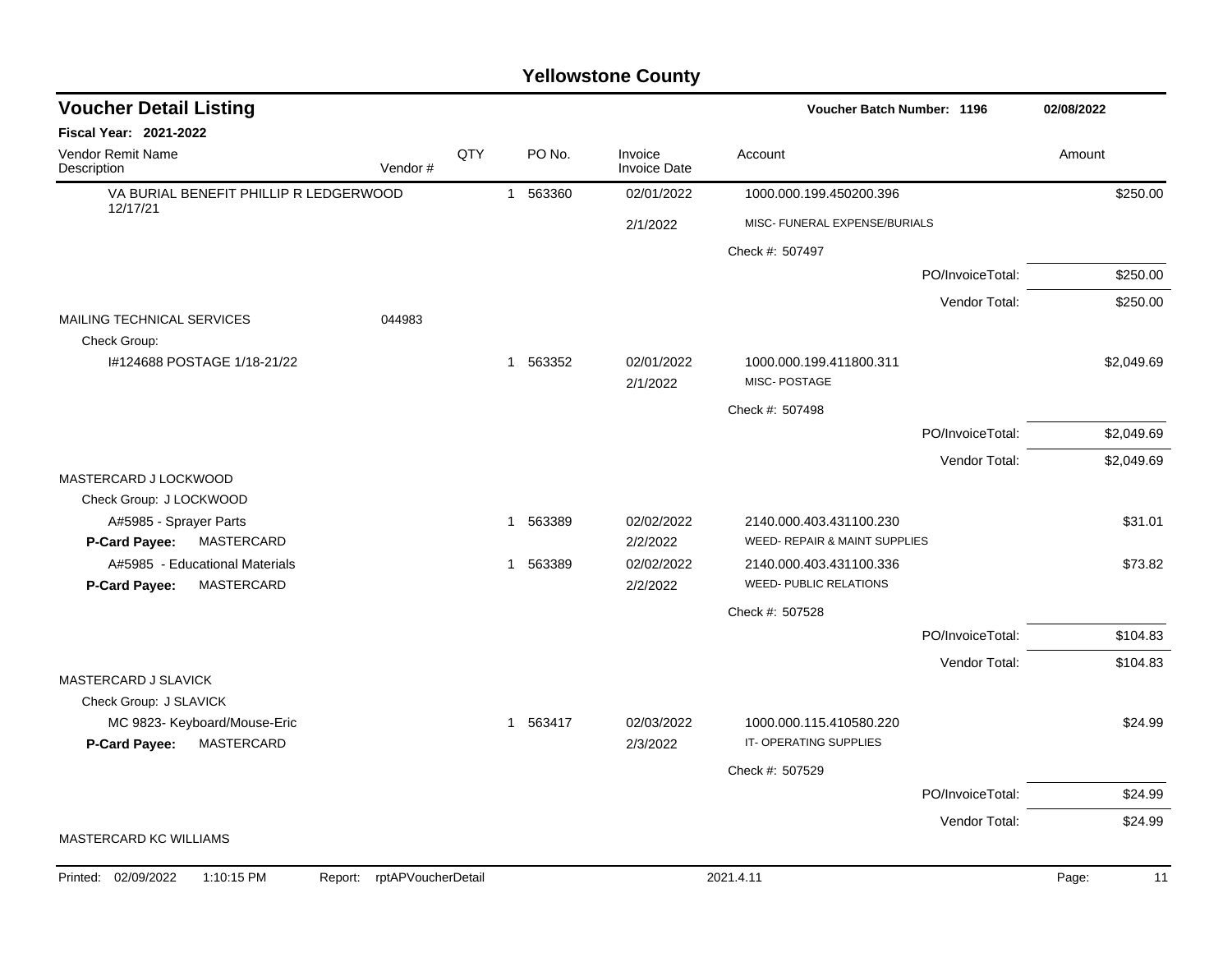# Yellowstone County

## Voucher Detail Listing

**Voucher Batch Number: 1196** 02/08/2022

**Fiscal Year: 2021-2022**

| Vendor Remit Name / Description | Vendor # | QTY | PO No. | Invoice / Invoice Date | Account | Amount |
|---|---|---|---|---|---|---|
| VA BURIAL BENEFIT PHILLIP R LEDGERWOOD 12/17/21 | | 1 | 563360 | 02/01/2022 | 1000.000.199.450200.396 | $250.00 |
| | | | | 2/1/2022 | MISC- FUNERAL EXPENSE/BURIALS | |
| | | | | | Check #: 507497 | |
| | | | | | PO/InvoiceTotal: | $250.00 |
| | | | | | Vendor Total: | $250.00 |
| MAILING TECHNICAL SERVICES | 044983 | | | | | |
| Check Group: | | | | | | |
| I#124688 POSTAGE 1/18-21/22 | | 1 | 563352 | 02/01/2022 | 1000.000.199.411800.311 | $2,049.69 |
| | | | | 2/1/2022 | MISC- POSTAGE | |
| | | | | | Check #: 507498 | |
| | | | | | PO/InvoiceTotal: | $2,049.69 |
| | | | | | Vendor Total: | $2,049.69 |
| MASTERCARD J LOCKWOOD | | | | | | |
| Check Group: J LOCKWOOD | | | | | | |
| A#5985 - Sprayer Parts | | 1 | 563389 | 02/02/2022 | 2140.000.403.431100.230 | $31.01 |
| **P-Card Payee:** MASTERCARD | | | | 2/2/2022 | WEED- REPAIR & MAINT SUPPLIES | |
| A#5985 - Educational Materials | | 1 | 563389 | 02/02/2022 | 2140.000.403.431100.336 | $73.82 |
| **P-Card Payee:** MASTERCARD | | | | 2/2/2022 | WEED- PUBLIC RELATIONS | |
| | | | | | Check #: 507528 | |
| | | | | | PO/InvoiceTotal: | $104.83 |
| | | | | | Vendor Total: | $104.83 |
| MASTERCARD J SLAVICK | | | | | | |
| Check Group: J SLAVICK | | | | | | |
| MC 9823- Keyboard/Mouse-Eric | | 1 | 563417 | 02/03/2022 | 1000.000.115.410580.220 | $24.99 |
| **P-Card Payee:** MASTERCARD | | | | 2/3/2022 | IT- OPERATING SUPPLIES | |
| | | | | | Check #: 507529 | |
| | | | | | PO/InvoiceTotal: | $24.99 |
| | | | | | Vendor Total: | $24.99 |
| MASTERCARD KC WILLIAMS | | | | | | |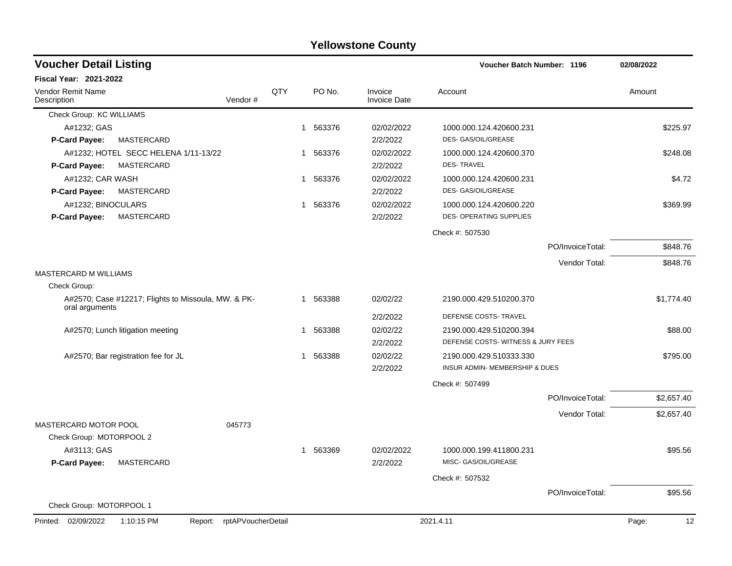# Yellowstone County

## Voucher Detail Listing

**Voucher Batch Number: 1196** — 02/08/2022

**Fiscal Year: 2021-2022**

| Vendor Remit Name / Description | Vendor # | QTY | PO No. | Invoice / Invoice Date | Account | Amount |
|---|---|---|---|---|---|---|
| Check Group: KC WILLIAMS | | | | | | |
| A#1232; GAS | | 1 | 563376 | 02/02/2022 | 1000.000.124.420600.231 | $225.97 |
| **P-Card Payee:** MASTERCARD | | | | 2/2/2022 | DES- GAS/OIL/GREASE | |
| A#1232; HOTEL SECC HELENA 1/11-13/22 | | 1 | 563376 | 02/02/2022 | 1000.000.124.420600.370 | $248.08 |
| **P-Card Payee:** MASTERCARD | | | | 2/2/2022 | DES- TRAVEL | |
| A#1232; CAR WASH | | 1 | 563376 | 02/02/2022 | 1000.000.124.420600.231 | $4.72 |
| **P-Card Payee:** MASTERCARD | | | | 2/2/2022 | DES- GAS/OIL/GREASE | |
| A#1232; BINOCULARS | | 1 | 563376 | 02/02/2022 | 1000.000.124.420600.220 | $369.99 |
| **P-Card Payee:** MASTERCARD | | | | 2/2/2022 | DES- OPERATING SUPPLIES | |
| | | | | | Check #: 507530 | |
| | | | | | PO/InvoiceTotal: | $848.76 |
| | | | | | Vendor Total: | $848.76 |
| MASTERCARD M WILLIAMS | | | | | | |
| Check Group: | | | | | | |
| A#2570; Case #12217; Flights to Missoula, MW. & PK- oral arguments | | 1 | 563388 | 02/02/22 | 2190.000.429.510200.370 | $1,774.40 |
| | | | | 2/2/2022 | DEFENSE COSTS- TRAVEL | |
| A#2570; Lunch litigation meeting | | 1 | 563388 | 02/02/22 | 2190.000.429.510200.394 | $88.00 |
| | | | | 2/2/2022 | DEFENSE COSTS- WITNESS & JURY FEES | |
| A#2570; Bar registration fee for JL | | 1 | 563388 | 02/02/22 | 2190.000.429.510333.330 | $795.00 |
| | | | | 2/2/2022 | INSUR ADMIN- MEMBERSHIP & DUES | |
| | | | | | Check #: 507499 | |
| | | | | | PO/InvoiceTotal: | $2,657.40 |
| | | | | | Vendor Total: | $2,657.40 |
| MASTERCARD MOTOR POOL | 045773 | | | | | |
| Check Group: MOTORPOOL 2 | | | | | | |
| A#3113; GAS | | 1 | 563369 | 02/02/2022 | 1000.000.199.411800.231 | $95.56 |
| **P-Card Payee:** MASTERCARD | | | | 2/2/2022 | MISC- GAS/OIL/GREASE | |
| | | | | | Check #: 507532 | |
| | | | | | PO/InvoiceTotal: | $95.56 |
| Check Group: MOTORPOOL 1 | | | | | | |

Printed: 02/09/2022 1:10:15 PM Report: rptAPVoucherDetail 2021.4.11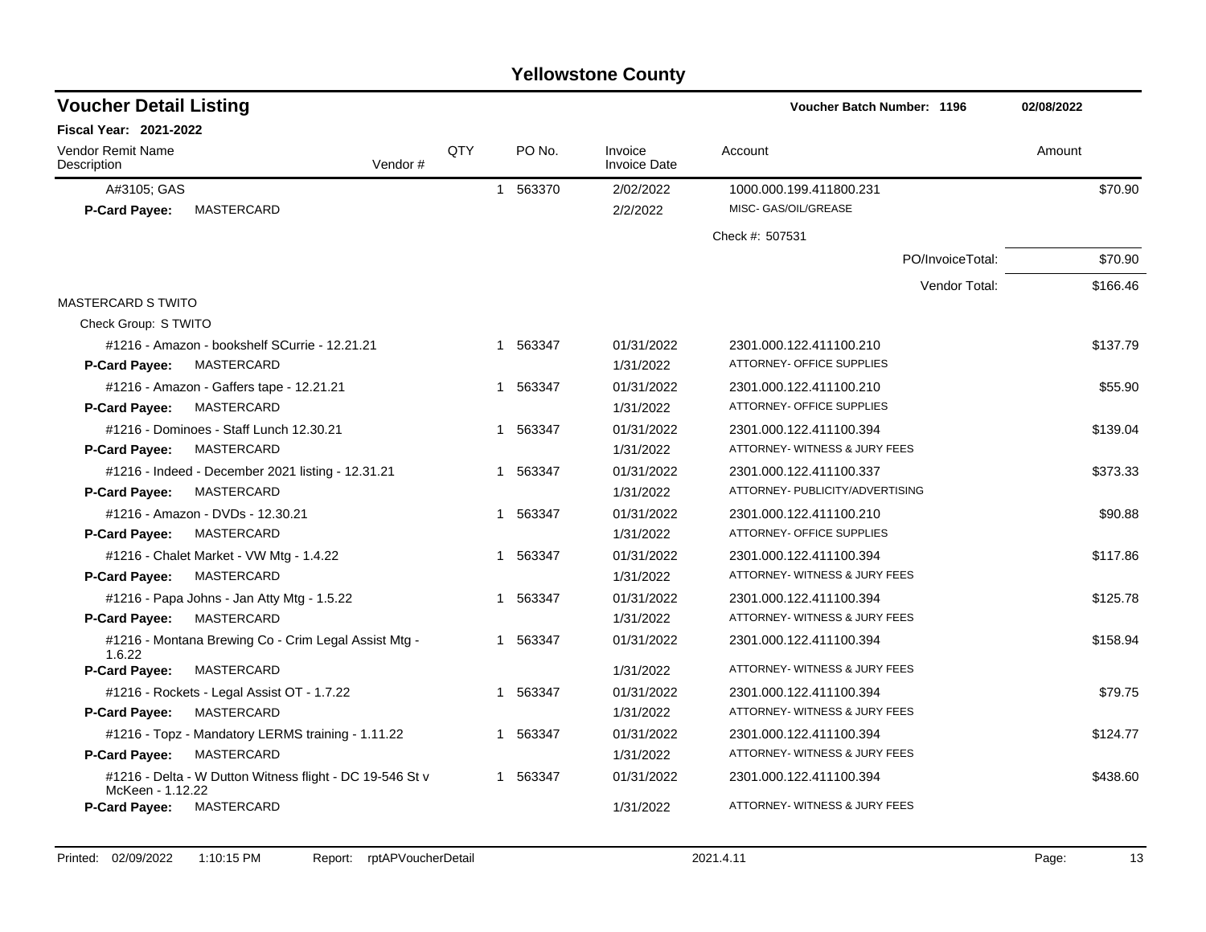# Yellowstone County

## Voucher Detail Listing

**Voucher Batch Number: 1196** — 02/08/2022

**Fiscal Year: 2021-2022**

| Vendor Remit Name / Description | Vendor # | QTY | PO No. | Invoice / Invoice Date | Account | Amount |
|---|---|---|---|---|---|---|
| A#3105; GAS | | 1 | 563370 | 2/02/2022 | 1000.000.199.411800.231 | $70.90 |
| **P-Card Payee:** MASTERCARD | | | | 2/2/2022 | MISC- GAS/OIL/GREASE | |
| | | | | | Check #: 507531 | |
| | | | | | PO/InvoiceTotal: | $70.90 |
| | | | | | Vendor Total: | $166.46 |
| MASTERCARD S TWITO | | | | | | |
| Check Group: S TWITO | | | | | | |
| #1216 - Amazon - bookshelf SCurrie - 12.21.21 | | 1 | 563347 | 01/31/2022 | 2301.000.122.411100.210 | $137.79 |
| **P-Card Payee:** MASTERCARD | | | | 1/31/2022 | ATTORNEY- OFFICE SUPPLIES | |
| #1216 - Amazon - Gaffers tape - 12.21.21 | | 1 | 563347 | 01/31/2022 | 2301.000.122.411100.210 | $55.90 |
| **P-Card Payee:** MASTERCARD | | | | 1/31/2022 | ATTORNEY- OFFICE SUPPLIES | |
| #1216 - Dominoes - Staff Lunch 12.30.21 | | 1 | 563347 | 01/31/2022 | 2301.000.122.411100.394 | $139.04 |
| **P-Card Payee:** MASTERCARD | | | | 1/31/2022 | ATTORNEY- WITNESS & JURY FEES | |
| #1216 - Indeed - December 2021 listing - 12.31.21 | | 1 | 563347 | 01/31/2022 | 2301.000.122.411100.337 | $373.33 |
| **P-Card Payee:** MASTERCARD | | | | 1/31/2022 | ATTORNEY- PUBLICITY/ADVERTISING | |
| #1216 - Amazon - DVDs - 12.30.21 | | 1 | 563347 | 01/31/2022 | 2301.000.122.411100.210 | $90.88 |
| **P-Card Payee:** MASTERCARD | | | | 1/31/2022 | ATTORNEY- OFFICE SUPPLIES | |
| #1216 - Chalet Market - VW Mtg - 1.4.22 | | 1 | 563347 | 01/31/2022 | 2301.000.122.411100.394 | $117.86 |
| **P-Card Payee:** MASTERCARD | | | | 1/31/2022 | ATTORNEY- WITNESS & JURY FEES | |
| #1216 - Papa Johns - Jan Atty Mtg - 1.5.22 | | 1 | 563347 | 01/31/2022 | 2301.000.122.411100.394 | $125.78 |
| **P-Card Payee:** MASTERCARD | | | | 1/31/2022 | ATTORNEY- WITNESS & JURY FEES | |
| #1216 - Montana Brewing Co - Crim Legal Assist Mtg - 1.6.22 | | 1 | 563347 | 01/31/2022 | 2301.000.122.411100.394 | $158.94 |
| **P-Card Payee:** MASTERCARD | | | | 1/31/2022 | ATTORNEY- WITNESS & JURY FEES | |
| #1216 - Rockets - Legal Assist OT - 1.7.22 | | 1 | 563347 | 01/31/2022 | 2301.000.122.411100.394 | $79.75 |
| **P-Card Payee:** MASTERCARD | | | | 1/31/2022 | ATTORNEY- WITNESS & JURY FEES | |
| #1216 - Topz - Mandatory LERMS training - 1.11.22 | | 1 | 563347 | 01/31/2022 | 2301.000.122.411100.394 | $124.77 |
| **P-Card Payee:** MASTERCARD | | | | 1/31/2022 | ATTORNEY- WITNESS & JURY FEES | |
| #1216 - Delta - W Dutton Witness flight - DC 19-546 St v McKeen - 1.12.22 | | 1 | 563347 | 01/31/2022 | 2301.000.122.411100.394 | $438.60 |
| **P-Card Payee:** MASTERCARD | | | | 1/31/2022 | ATTORNEY- WITNESS & JURY FEES | |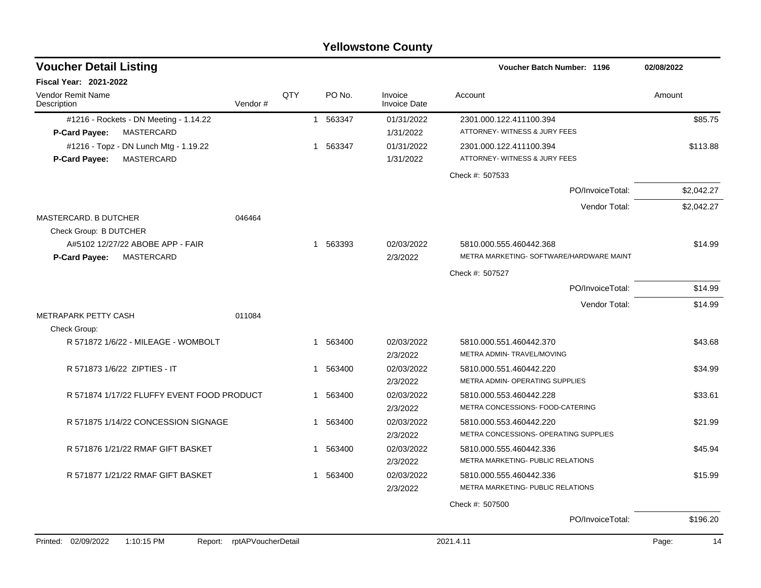# Yellowstone County

## Voucher Detail Listing

**Voucher Batch Number: 1196** — 02/08/2022

**Fiscal Year: 2021-2022**

| Vendor Remit Name / Description | Vendor # | QTY | PO No. | Invoice / Invoice Date | Account | Amount |
|---|---|---|---|---|---|---|
| #1216 - Rockets - DN Meeting - 1.14.22 | | 1 | 563347 | 01/31/2022 | 2301.000.122.411100.394 | $85.75 |
| **P-Card Payee:** MASTERCARD | | | | 1/31/2022 | ATTORNEY- WITNESS & JURY FEES | |
| #1216 - Topz - DN Lunch Mtg - 1.19.22 | | 1 | 563347 | 01/31/2022 | 2301.000.122.411100.394 | $113.88 |
| **P-Card Payee:** MASTERCARD | | | | 1/31/2022 | ATTORNEY- WITNESS & JURY FEES | |
| | | | | | Check #: 507533 | |
| | | | | | PO/InvoiceTotal: | $2,042.27 |
| | | | | | Vendor Total: | $2,042.27 |
| MASTERCARD. B DUTCHER | 046464 | | | | | |
| Check Group: B DUTCHER | | | | | | |
| A#5102 12/27/22 ABOBE APP - FAIR | | 1 | 563393 | 02/03/2022 | 5810.000.555.460442.368 | $14.99 |
| **P-Card Payee:** MASTERCARD | | | | 2/3/2022 | METRA MARKETING- SOFTWARE/HARDWARE MAINT | |
| | | | | | Check #: 507527 | |
| | | | | | PO/InvoiceTotal: | $14.99 |
| | | | | | Vendor Total: | $14.99 |
| METRAPARK PETTY CASH | 011084 | | | | | |
| Check Group: | | | | | | |
| R 571872 1/6/22 - MILEAGE - WOMBOLT | | 1 | 563400 | 02/03/2022 | 5810.000.551.460442.370 | $43.68 |
| | | | | 2/3/2022 | METRA ADMIN- TRAVEL/MOVING | |
| R 571873 1/6/22 ZIPTIES - IT | | 1 | 563400 | 02/03/2022 | 5810.000.551.460442.220 | $34.99 |
| | | | | 2/3/2022 | METRA ADMIN- OPERATING SUPPLIES | |
| R 571874 1/17/22 FLUFFY EVENT FOOD PRODUCT | | 1 | 563400 | 02/03/2022 | 5810.000.553.460442.228 | $33.61 |
| | | | | 2/3/2022 | METRA CONCESSIONS- FOOD-CATERING | |
| R 571875 1/14/22 CONCESSION SIGNAGE | | 1 | 563400 | 02/03/2022 | 5810.000.553.460442.220 | $21.99 |
| | | | | 2/3/2022 | METRA CONCESSIONS- OPERATING SUPPLIES | |
| R 571876 1/21/22 RMAF GIFT BASKET | | 1 | 563400 | 02/03/2022 | 5810.000.555.460442.336 | $45.94 |
| | | | | 2/3/2022 | METRA MARKETING- PUBLIC RELATIONS | |
| R 571877 1/21/22 RMAF GIFT BASKET | | 1 | 563400 | 02/03/2022 | 5810.000.555.460442.336 | $15.99 |
| | | | | 2/3/2022 | METRA MARKETING- PUBLIC RELATIONS | |
| | | | | | Check #: 507500 | |
| | | | | | PO/InvoiceTotal: | $196.20 |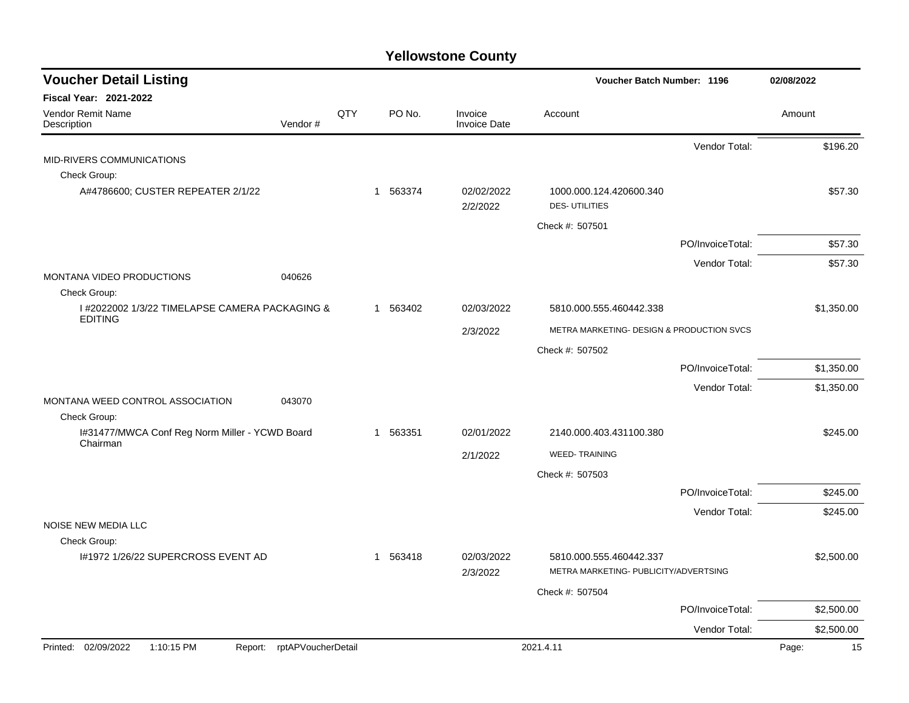# Yellowstone County

## Voucher Detail Listing

**Voucher Batch Number: 1196** — 02/08/2022

**Fiscal Year: 2021-2022**

| Vendor Remit Name / Description | Vendor # | QTY | PO No. | Invoice / Invoice Date | Account | Amount |
|---|---|---|---|---|---|---|
| | | | | | Vendor Total: | $196.20 |
| MID-RIVERS COMMUNICATIONS | | | | | | |
| Check Group: | | | | | | |
| A#4786600; CUSTER REPEATER 2/1/22 | | 1 | 563374 | 02/02/2022<br>2/2/2022 | 1000.000.124.420600.340<br>DES- UTILITIES | $57.30 |
| | | | | | Check #: 507501 | |
| | | | | | PO/InvoiceTotal: | $57.30 |
| | | | | | Vendor Total: | $57.30 |
| MONTANA VIDEO PRODUCTIONS | 040626 | | | | | |
| Check Group: | | | | | | |
| I #2022002 1/3/22 TIMELAPSE CAMERA PACKAGING & EDITING | | 1 | 563402 | 02/03/2022<br>2/3/2022 | 5810.000.555.460442.338<br>METRA MARKETING- DESIGN & PRODUCTION SVCS | $1,350.00 |
| | | | | | Check #: 507502 | |
| | | | | | PO/InvoiceTotal: | $1,350.00 |
| | | | | | Vendor Total: | $1,350.00 |
| MONTANA WEED CONTROL ASSOCIATION | 043070 | | | | | |
| Check Group: | | | | | | |
| I#31477/MWCA Conf Reg Norm Miller - YCWD Board Chairman | | 1 | 563351 | 02/01/2022<br>2/1/2022 | 2140.000.403.431100.380<br>WEED- TRAINING | $245.00 |
| | | | | | Check #: 507503 | |
| | | | | | PO/InvoiceTotal: | $245.00 |
| | | | | | Vendor Total: | $245.00 |
| NOISE NEW MEDIA LLC | | | | | | |
| Check Group: | | | | | | |
| I#1972 1/26/22 SUPERCROSS EVENT AD | | 1 | 563418 | 02/03/2022<br>2/3/2022 | 5810.000.555.460442.337<br>METRA MARKETING- PUBLICITY/ADVERTSING | $2,500.00 |
| | | | | | Check #: 507504 | |
| | | | | | PO/InvoiceTotal: | $2,500.00 |
| | | | | | Vendor Total: | $2,500.00 |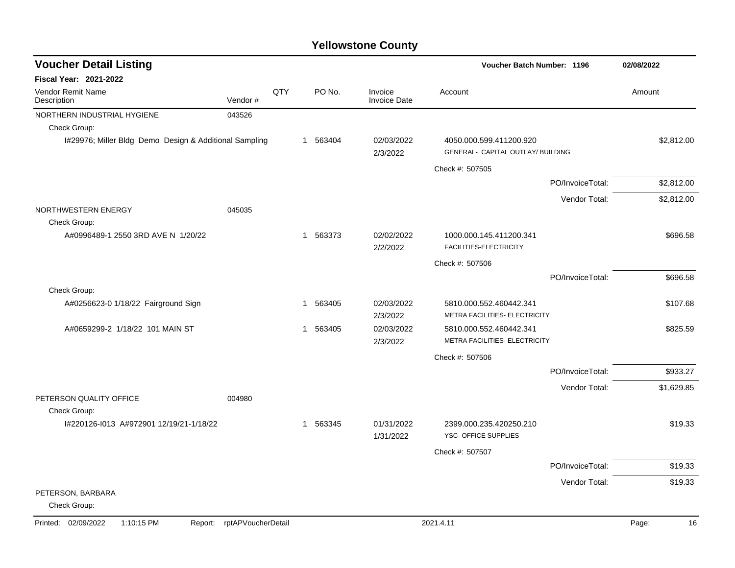# Yellowstone County

## Voucher Detail Listing

**Voucher Batch Number: 1196** 02/08/2022

**Fiscal Year: 2021-2022**

| Vendor Remit Name / Description | Vendor # | QTY | PO No. | Invoice / Invoice Date | Account | Amount |
|---|---|---|---|---|---|---|
| NORTHERN INDUSTRIAL HYGIENE | 043526 | | | | | |
| Check Group: | | | | | | |
| I#29976; Miller Bldg Demo Design & Additional Sampling | | 1 | 563404 | 02/03/2022 2/3/2022 | 4050.000.599.411200.920 GENERAL- CAPITAL OUTLAY/ BUILDING | $2,812.00 |
| | | | | | Check #: 507505 | |
| | | | | | PO/InvoiceTotal: | $2,812.00 |
| | | | | | Vendor Total: | $2,812.00 |
| NORTHWESTERN ENERGY | 045035 | | | | | |
| Check Group: | | | | | | |
| A#0996489-1 2550 3RD AVE N 1/20/22 | | 1 | 563373 | 02/02/2022 2/2/2022 | 1000.000.145.411200.341 FACILITIES-ELECTRICITY | $696.58 |
| | | | | | Check #: 507506 | |
| | | | | | PO/InvoiceTotal: | $696.58 |
| Check Group: | | | | | | |
| A#0256623-0 1/18/22 Fairground Sign | | 1 | 563405 | 02/03/2022 2/3/2022 | 5810.000.552.460442.341 METRA FACILITIES- ELECTRICITY | $107.68 |
| A#0659299-2 1/18/22 101 MAIN ST | | 1 | 563405 | 02/03/2022 2/3/2022 | 5810.000.552.460442.341 METRA FACILITIES- ELECTRICITY | $825.59 |
| | | | | | Check #: 507506 | |
| | | | | | PO/InvoiceTotal: | $933.27 |
| | | | | | Vendor Total: | $1,629.85 |
| PETERSON QUALITY OFFICE | 004980 | | | | | |
| Check Group: | | | | | | |
| I#220126-I013 A#972901 12/19/21-1/18/22 | | 1 | 563345 | 01/31/2022 1/31/2022 | 2399.000.235.420250.210 YSC- OFFICE SUPPLIES | $19.33 |
| | | | | | Check #: 507507 | |
| | | | | | PO/InvoiceTotal: | $19.33 |
| | | | | | Vendor Total: | $19.33 |
| PETERSON, BARBARA | | | | | | |
| Check Group: | | | | | | |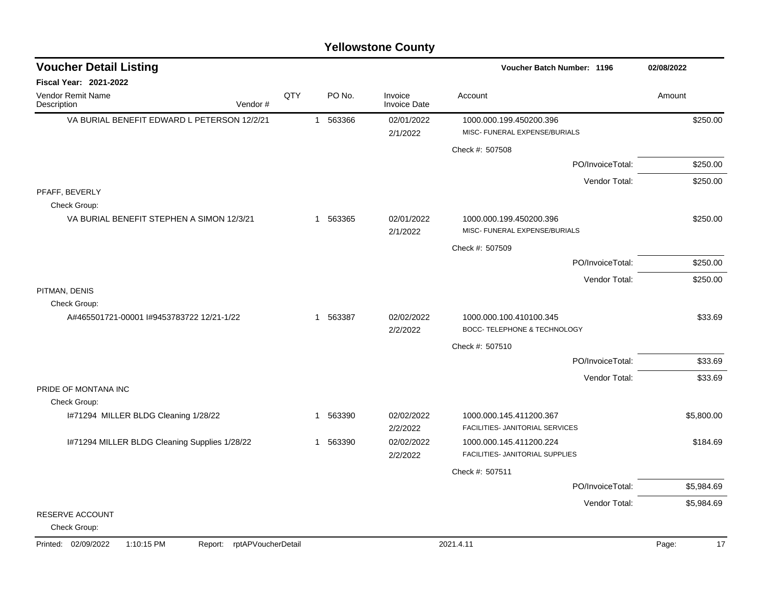# Yellowstone County

## Voucher Detail Listing

**Voucher Batch Number: 1196** — 02/08/2022

**Fiscal Year: 2021-2022**

| Vendor Remit Name / Description | Vendor # | QTY | PO No. | Invoice / Invoice Date | Account | Amount |
|---|---|---|---|---|---|---|
| VA BURIAL BENEFIT EDWARD L PETERSON 12/2/21 | | 1 | 563366 | 02/01/2022<br>2/1/2022 | 1000.000.199.450200.396<br>MISC- FUNERAL EXPENSE/BURIALS | $250.00 |
| | | | | | Check #: 507508 | |
| | | | | | PO/InvoiceTotal: | $250.00 |
| | | | | | Vendor Total: | $250.00 |
| PFAFF, BEVERLY | | | | | | |
| Check Group: | | | | | | |
| VA BURIAL BENEFIT STEPHEN A SIMON 12/3/21 | | 1 | 563365 | 02/01/2022<br>2/1/2022 | 1000.000.199.450200.396<br>MISC- FUNERAL EXPENSE/BURIALS | $250.00 |
| | | | | | Check #: 507509 | |
| | | | | | PO/InvoiceTotal: | $250.00 |
| | | | | | Vendor Total: | $250.00 |
| PITMAN, DENIS | | | | | | |
| Check Group: | | | | | | |
| A#465501721-00001 I#9453783722 12/21-1/22 | | 1 | 563387 | 02/02/2022<br>2/2/2022 | 1000.000.100.410100.345<br>BOCC- TELEPHONE & TECHNOLOGY | $33.69 |
| | | | | | Check #: 507510 | |
| | | | | | PO/InvoiceTotal: | $33.69 |
| | | | | | Vendor Total: | $33.69 |
| PRIDE OF MONTANA INC | | | | | | |
| Check Group: | | | | | | |
| I#71294 MILLER BLDG Cleaning 1/28/22 | | 1 | 563390 | 02/02/2022<br>2/2/2022 | 1000.000.145.411200.367<br>FACILITIES- JANITORIAL SERVICES | $5,800.00 |
| I#71294 MILLER BLDG Cleaning Supplies 1/28/22 | | 1 | 563390 | 02/02/2022<br>2/2/2022 | 1000.000.145.411200.224<br>FACILITIES- JANITORIAL SUPPLIES | $184.69 |
| | | | | | Check #: 507511 | |
| | | | | | PO/InvoiceTotal: | $5,984.69 |
| | | | | | Vendor Total: | $5,984.69 |
| RESERVE ACCOUNT | | | | | | |
| Check Group: | | | | | | |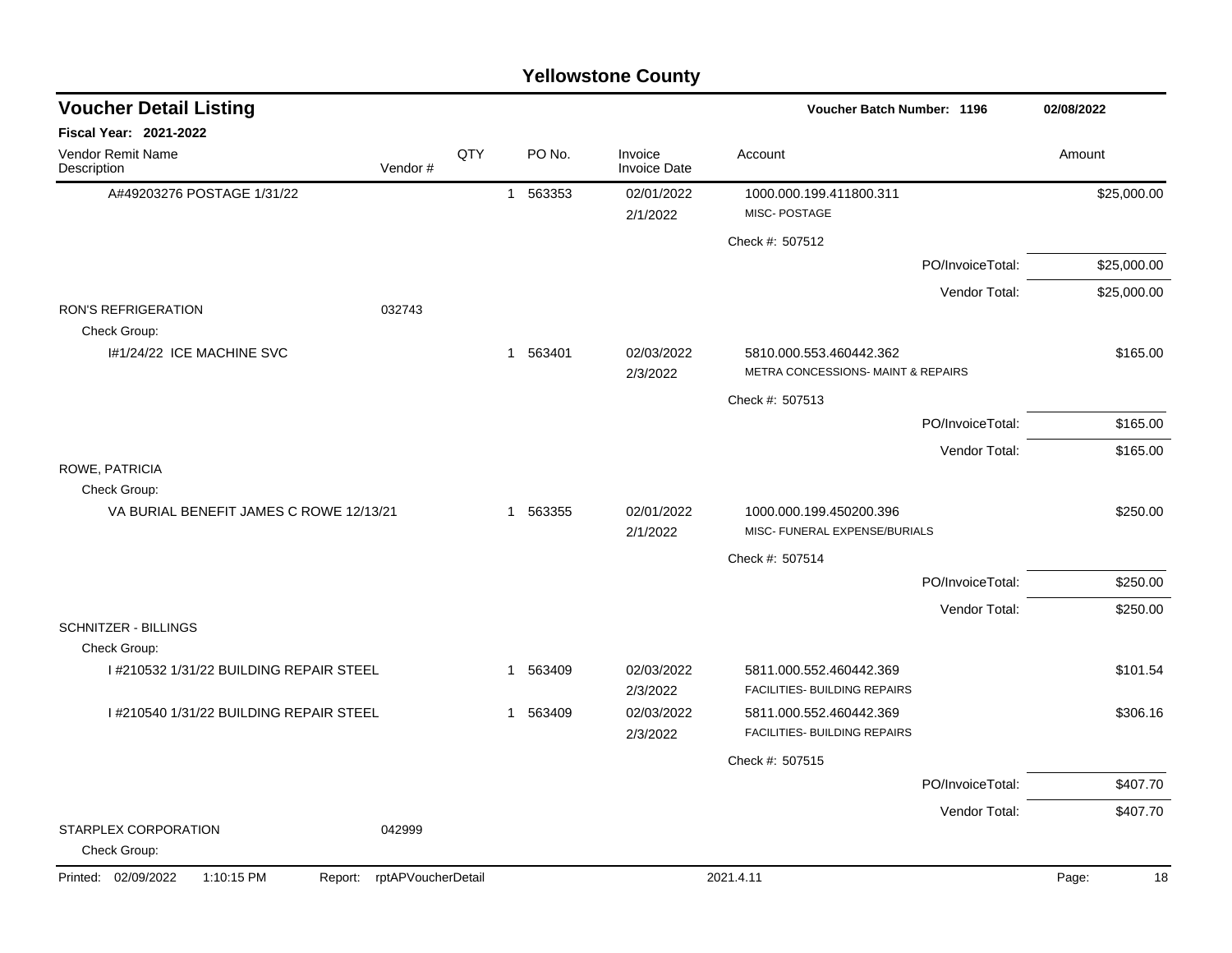# Yellowstone County

## Voucher Detail Listing

**Voucher Batch Number: 1196** — 02/08/2022

**Fiscal Year: 2021-2022**

| Vendor Remit Name / Description | Vendor # | QTY | PO No. | Invoice / Invoice Date | Account | Amount |
|---|---|---|---|---|---|---|
| A#49203276 POSTAGE 1/31/22 | | 1 | 563353 | 02/01/2022 2/1/2022 | 1000.000.199.411800.311 MISC- POSTAGE | $25,000.00 |
| | | | | | Check #: 507512 | |
| | | | | | PO/InvoiceTotal: | $25,000.00 |
| | | | | | Vendor Total: | $25,000.00 |
| RON'S REFRIGERATION | 032743 | | | | | |
| Check Group: | | | | | | |
| I#1/24/22 ICE MACHINE SVC | | 1 | 563401 | 02/03/2022 2/3/2022 | 5810.000.553.460442.362 METRA CONCESSIONS- MAINT & REPAIRS | $165.00 |
| | | | | | Check #: 507513 | |
| | | | | | PO/InvoiceTotal: | $165.00 |
| | | | | | Vendor Total: | $165.00 |
| ROWE, PATRICIA | | | | | | |
| Check Group: | | | | | | |
| VA BURIAL BENEFIT JAMES C ROWE 12/13/21 | | 1 | 563355 | 02/01/2022 2/1/2022 | 1000.000.199.450200.396 MISC- FUNERAL EXPENSE/BURIALS | $250.00 |
| | | | | | Check #: 507514 | |
| | | | | | PO/InvoiceTotal: | $250.00 |
| | | | | | Vendor Total: | $250.00 |
| SCHNITZER - BILLINGS | | | | | | |
| Check Group: | | | | | | |
| I #210532 1/31/22 BUILDING REPAIR STEEL | | 1 | 563409 | 02/03/2022 2/3/2022 | 5811.000.552.460442.369 FACILITIES- BUILDING REPAIRS | $101.54 |
| I #210540 1/31/22 BUILDING REPAIR STEEL | | 1 | 563409 | 02/03/2022 2/3/2022 | 5811.000.552.460442.369 FACILITIES- BUILDING REPAIRS | $306.16 |
| | | | | | Check #: 507515 | |
| | | | | | PO/InvoiceTotal: | $407.70 |
| | | | | | Vendor Total: | $407.70 |
| STARPLEX CORPORATION | 042999 | | | | | |
| Check Group: | | | | | | |

Printed: 02/09/2022 1:10:15 PM Report: rptAPVoucherDetail 2021.4.11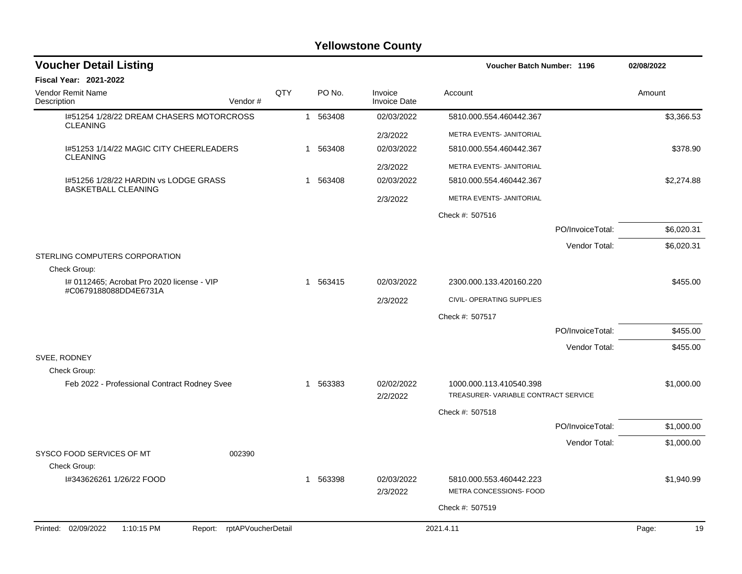# Yellowstone County

## Voucher Detail Listing

**Voucher Batch Number: 1196** 02/08/2022

**Fiscal Year: 2021-2022**

| Vendor Remit Name / Description | Vendor # | QTY | PO No. | Invoice / Invoice Date | Account | Amount |
|---|---|---|---|---|---|---|
| I#51254 1/28/22 DREAM CHASERS MOTORCROSS CLEANING | | 1 | 563408 | 02/03/2022 | 5810.000.554.460442.367 | $3,366.53 |
| | | | | 2/3/2022 | METRA EVENTS- JANITORIAL | |
| I#51253 1/14/22 MAGIC CITY CHEERLEADERS CLEANING | | 1 | 563408 | 02/03/2022 | 5810.000.554.460442.367 | $378.90 |
| | | | | 2/3/2022 | METRA EVENTS- JANITORIAL | |
| I#51256 1/28/22 HARDIN vs LODGE GRASS BASKETBALL CLEANING | | 1 | 563408 | 02/03/2022 | 5810.000.554.460442.367 | $2,274.88 |
| | | | | 2/3/2022 | METRA EVENTS- JANITORIAL | |
| | | | | | Check #: 507516 | |
| | | | | | PO/InvoiceTotal: | $6,020.31 |
| | | | | | Vendor Total: | $6,020.31 |
| STERLING COMPUTERS CORPORATION | | | | | | |
| Check Group: | | | | | | |
| I# 0112465; Acrobat Pro 2020 license - VIP #C0679188088DD4E6731A | | 1 | 563415 | 02/03/2022 | 2300.000.133.420160.220 | $455.00 |
| | | | | 2/3/2022 | CIVIL- OPERATING SUPPLIES | |
| | | | | | Check #: 507517 | |
| | | | | | PO/InvoiceTotal: | $455.00 |
| | | | | | Vendor Total: | $455.00 |
| SVEE, RODNEY | | | | | | |
| Check Group: | | | | | | |
| Feb 2022 - Professional Contract Rodney Svee | | 1 | 563383 | 02/02/2022 | 1000.000.113.410540.398 | $1,000.00 |
| | | | | 2/2/2022 | TREASURER- VARIABLE CONTRACT SERVICE | |
| | | | | | Check #: 507518 | |
| | | | | | PO/InvoiceTotal: | $1,000.00 |
| | | | | | Vendor Total: | $1,000.00 |
| SYSCO FOOD SERVICES OF MT | 002390 | | | | | |
| Check Group: | | | | | | |
| I#343626261 1/26/22 FOOD | | 1 | 563398 | 02/03/2022 | 5810.000.553.460442.223 | $1,940.99 |
| | | | | 2/3/2022 | METRA CONCESSIONS- FOOD | |
| | | | | | Check #: 507519 | |

Printed: 02/09/2022 1:10:15 PM Report: rptAPVoucherDetail 2021.4.11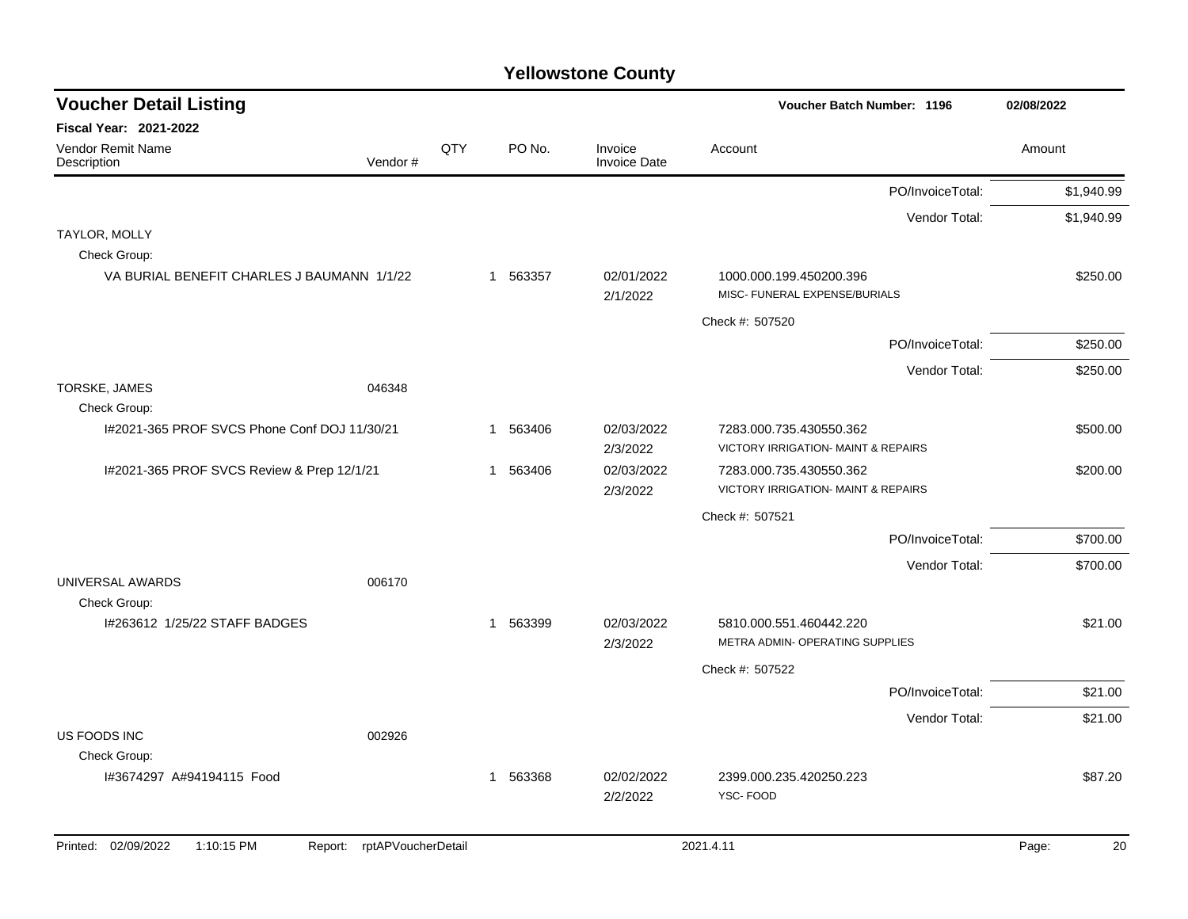# Yellowstone County

## Voucher Detail Listing

**Voucher Batch Number: 1196** 02/08/2022

**Fiscal Year: 2021-2022**

| Vendor Remit Name / Description | Vendor # | QTY | PO No. | Invoice / Invoice Date | Account | Amount |
|---|---|---|---|---|---|---|
| | | | | | PO/InvoiceTotal: | $1,940.99 |
| | | | | | Vendor Total: | $1,940.99 |
| TAYLOR, MOLLY | | | | | | |
| Check Group: | | | | | | |
| VA BURIAL BENEFIT CHARLES J BAUMANN 1/1/22 | | 1 | 563357 | 02/01/2022 2/1/2022 | 1000.000.199.450200.396 MISC- FUNERAL EXPENSE/BURIALS | $250.00 |
| | | | | | Check #: 507520 | |
| | | | | | PO/InvoiceTotal: | $250.00 |
| | | | | | Vendor Total: | $250.00 |
| TORSKE, JAMES | 046348 | | | | | |
| Check Group: | | | | | | |
| I#2021-365 PROF SVCS Phone Conf DOJ 11/30/21 | | 1 | 563406 | 02/03/2022 2/3/2022 | 7283.000.735.430550.362 VICTORY IRRIGATION- MAINT & REPAIRS | $500.00 |
| I#2021-365 PROF SVCS Review & Prep 12/1/21 | | 1 | 563406 | 02/03/2022 2/3/2022 | 7283.000.735.430550.362 VICTORY IRRIGATION- MAINT & REPAIRS | $200.00 |
| | | | | | Check #: 507521 | |
| | | | | | PO/InvoiceTotal: | $700.00 |
| | | | | | Vendor Total: | $700.00 |
| UNIVERSAL AWARDS | 006170 | | | | | |
| Check Group: | | | | | | |
| I#263612 1/25/22 STAFF BADGES | | 1 | 563399 | 02/03/2022 2/3/2022 | 5810.000.551.460442.220 METRA ADMIN- OPERATING SUPPLIES | $21.00 |
| | | | | | Check #: 507522 | |
| | | | | | PO/InvoiceTotal: | $21.00 |
| | | | | | Vendor Total: | $21.00 |
| US FOODS INC | 002926 | | | | | |
| Check Group: | | | | | | |
| I#3674297 A#94194115 Food | | 1 | 563368 | 02/02/2022 2/2/2022 | 2399.000.235.420250.223 YSC- FOOD | $87.20 |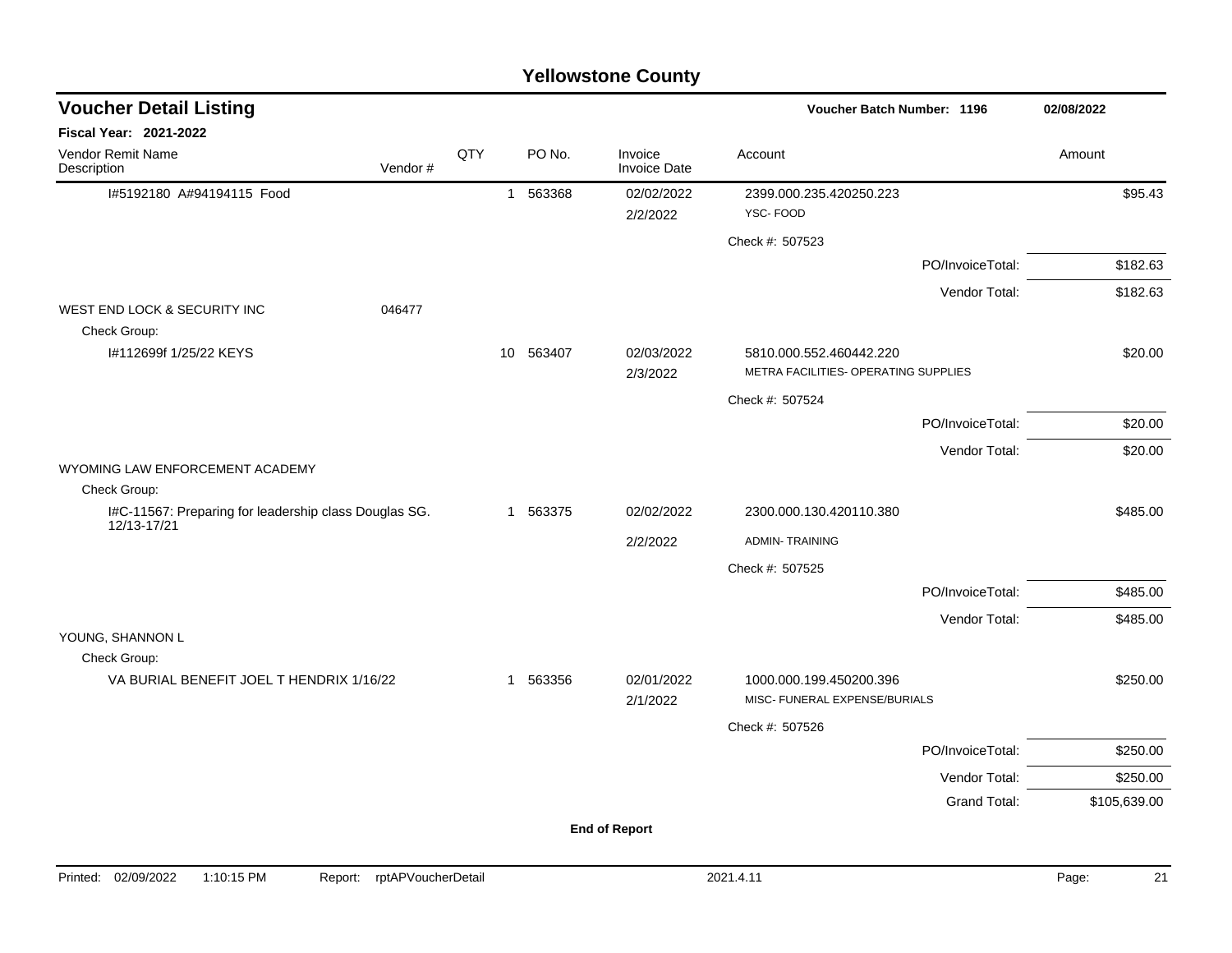## Yellowstone County

### Voucher Detail Listing

**Voucher Batch Number: 1196** 02/08/2022

**Fiscal Year: 2021-2022**

| Vendor Remit Name / Description | Vendor # | QTY | PO No. | Invoice / Invoice Date | Account | Amount |
|---|---|---|---|---|---|---|
| I#5192180 A#94194115 Food | | 1 | 563368 | 02/02/2022<br>2/2/2022 | 2399.000.235.420250.223<br>YSC- FOOD | $95.43 |
| | | | | | Check #: 507523 | |
| | | | | | PO/InvoiceTotal: | $182.63 |
| | | | | | Vendor Total: | $182.63 |
| WEST END LOCK & SECURITY INC | 046477 | | | | | |
| Check Group: | | | | | | |
| I#112699f 1/25/22 KEYS | | 10 | 563407 | 02/03/2022<br>2/3/2022 | 5810.000.552.460442.220<br>METRA FACILITIES- OPERATING SUPPLIES | $20.00 |
| | | | | | Check #: 507524 | |
| | | | | | PO/InvoiceTotal: | $20.00 |
| | | | | | Vendor Total: | $20.00 |
| WYOMING LAW ENFORCEMENT ACADEMY | | | | | | |
| Check Group: | | | | | | |
| I#C-11567: Preparing for leadership class Douglas SG. 12/13-17/21 | | 1 | 563375 | 02/02/2022<br>2/2/2022 | 2300.000.130.420110.380<br>ADMIN- TRAINING | $485.00 |
| | | | | | Check #: 507525 | |
| | | | | | PO/InvoiceTotal: | $485.00 |
| | | | | | Vendor Total: | $485.00 |
| YOUNG, SHANNON L | | | | | | |
| Check Group: | | | | | | |
| VA BURIAL BENEFIT JOEL T HENDRIX 1/16/22 | | 1 | 563356 | 02/01/2022<br>2/1/2022 | 1000.000.199.450200.396<br>MISC- FUNERAL EXPENSE/BURIALS | $250.00 |
| | | | | | Check #: 507526 | |
| | | | | | PO/InvoiceTotal: | $250.00 |
| | | | | | Vendor Total: | $250.00 |
| | | | | | Grand Total: | $105,639.00 |

**End of Report**

Printed: 02/09/2022 1:10:15 PM Report: rptAPVoucherDetail 2021.4.11